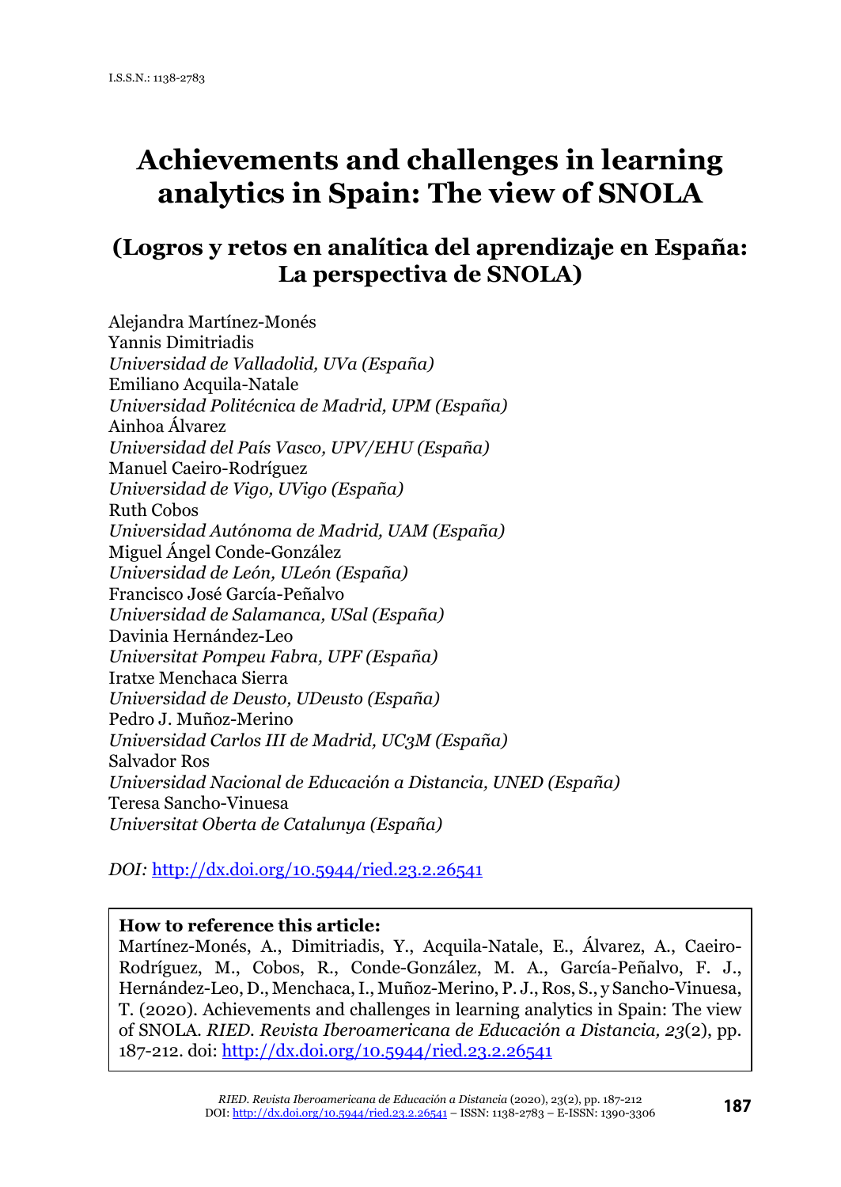I.S.S.N.: 1138-2783

# Achievements and challenges in learning analytics in Spain: The view of SNOLA

## (Logros y retos en analítica del aprendizaje en España: La perspectiva de SNOLA)

Alejandra Martínez-Monés
Yannis Dimitriadis
*Universidad de Valladolid, UVa (España)*
Emiliano Acquila-Natale
*Universidad Politécnica de Madrid, UPM (España)*
Ainhoa Álvarez
*Universidad del País Vasco, UPV/EHU (España)*
Manuel Caeiro-Rodríguez
*Universidad de Vigo, UVigo (España)*
Ruth Cobos
*Universidad Autónoma de Madrid, UAM (España)*
Miguel Ángel Conde-González
*Universidad de León, ULeón (España)*
Francisco José García-Peñalvo
*Universidad de Salamanca, USal (España)*
Davinia Hernández-Leo
*Universitat Pompeu Fabra, UPF (España)*
Iratxe Menchaca Sierra
*Universidad de Deusto, UDeusto (España)*
Pedro J. Muñoz-Merino
*Universidad Carlos III de Madrid, UC3M (España)*
Salvador Ros
*Universidad Nacional de Educación a Distancia, UNED (España)*
Teresa Sancho-Vinuesa
*Universitat Oberta de Catalunya (España)*

*DOI:* http://dx.doi.org/10.5944/ried.23.2.26541

**How to reference this article:**
Martínez-Monés, A., Dimitriadis, Y., Acquila-Natale, E., Álvarez, A., Caeiro-Rodríguez, M., Cobos, R., Conde-González, M. A., García-Peñalvo, F. J., Hernández-Leo, D., Menchaca, I., Muñoz-Merino, P. J., Ros, S., y Sancho-Vinuesa, T. (2020). Achievements and challenges in learning analytics in Spain: The view of SNOLA. *RIED. Revista Iberoamericana de Educación a Distancia, 23*(2), pp. 187-212. doi: http://dx.doi.org/10.5944/ried.23.2.26541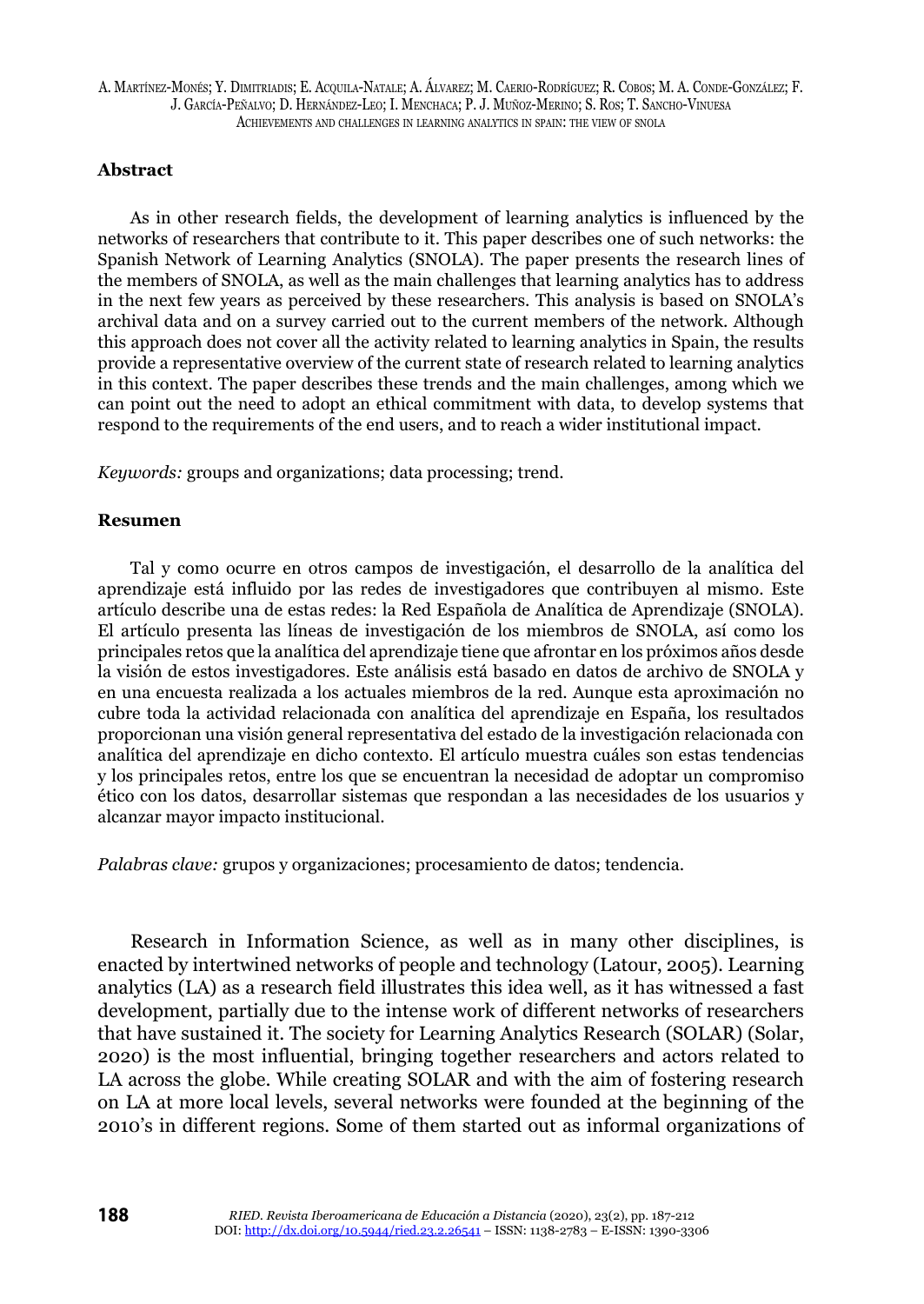## Abstract

As in other research fields, the development of learning analytics is influenced by the networks of researchers that contribute to it. This paper describes one of such networks: the Spanish Network of Learning Analytics (SNOLA). The paper presents the research lines of the members of SNOLA, as well as the main challenges that learning analytics has to address in the next few years as perceived by these researchers. This analysis is based on SNOLA's archival data and on a survey carried out to the current members of the network. Although this approach does not cover all the activity related to learning analytics in Spain, the results provide a representative overview of the current state of research related to learning analytics in this context. The paper describes these trends and the main challenges, among which we can point out the need to adopt an ethical commitment with data, to develop systems that respond to the requirements of the end users, and to reach a wider institutional impact.

*Keywords:* groups and organizations; data processing; trend.

## Resumen

Tal y como ocurre en otros campos de investigación, el desarrollo de la analítica del aprendizaje está influido por las redes de investigadores que contribuyen al mismo. Este artículo describe una de estas redes: la Red Española de Analítica de Aprendizaje (SNOLA). El artículo presenta las líneas de investigación de los miembros de SNOLA, así como los principales retos que la analítica del aprendizaje tiene que afrontar en los próximos años desde la visión de estos investigadores. Este análisis está basado en datos de archivo de SNOLA y en una encuesta realizada a los actuales miembros de la red. Aunque esta aproximación no cubre toda la actividad relacionada con analítica del aprendizaje en España, los resultados proporcionan una visión general representativa del estado de la investigación relacionada con analítica del aprendizaje en dicho contexto. El artículo muestra cuáles son estas tendencias y los principales retos, entre los que se encuentran la necesidad de adoptar un compromiso ético con los datos, desarrollar sistemas que respondan a las necesidades de los usuarios y alcanzar mayor impacto institucional.

*Palabras clave:* grupos y organizaciones; procesamiento de datos; tendencia.

Research in Information Science, as well as in many other disciplines, is enacted by intertwined networks of people and technology (Latour, 2005). Learning analytics (LA) as a research field illustrates this idea well, as it has witnessed a fast development, partially due to the intense work of different networks of researchers that have sustained it. The society for Learning Analytics Research (SOLAR) (Solar, 2020) is the most influential, bringing together researchers and actors related to LA across the globe. While creating SOLAR and with the aim of fostering research on LA at more local levels, several networks were founded at the beginning of the 2010's in different regions. Some of them started out as informal organizations of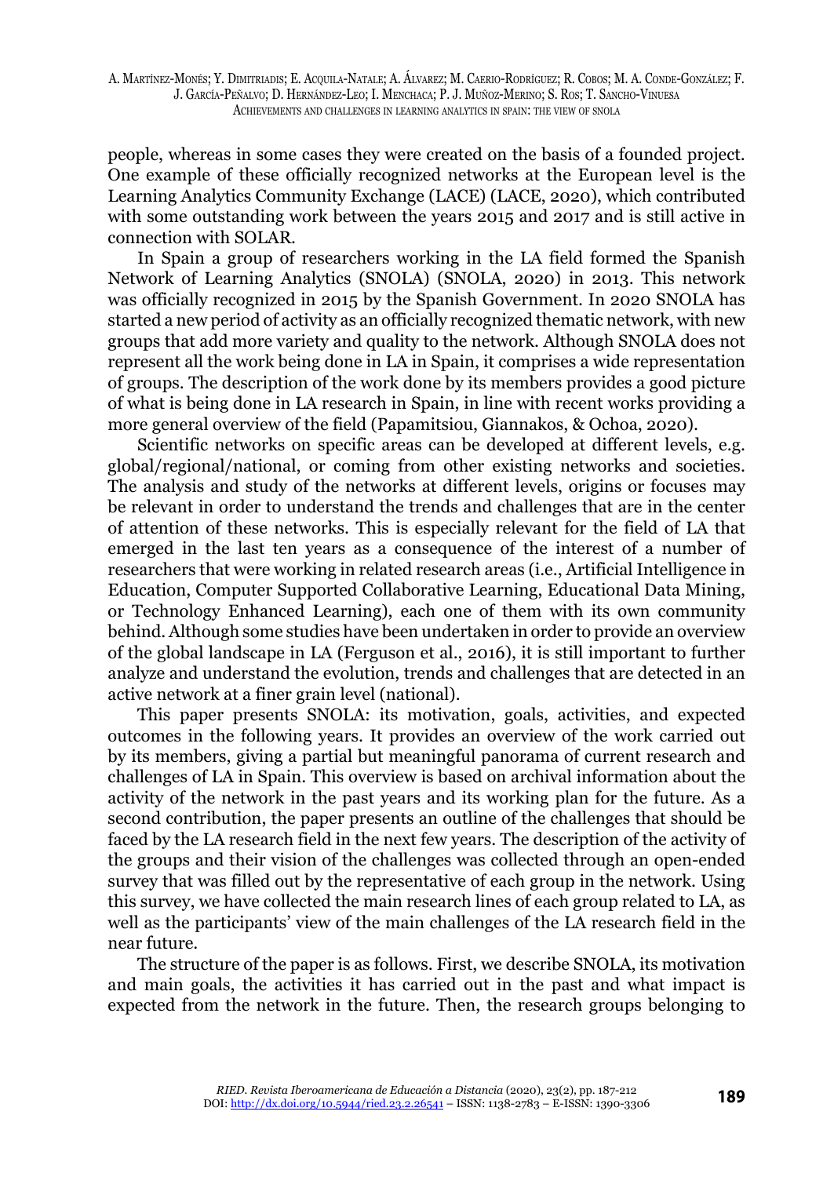people, whereas in some cases they were created on the basis of a founded project. One example of these officially recognized networks at the European level is the Learning Analytics Community Exchange (LACE) (LACE, 2020), which contributed with some outstanding work between the years 2015 and 2017 and is still active in connection with SOLAR.

In Spain a group of researchers working in the LA field formed the Spanish Network of Learning Analytics (SNOLA) (SNOLA, 2020) in 2013. This network was officially recognized in 2015 by the Spanish Government. In 2020 SNOLA has started a new period of activity as an officially recognized thematic network, with new groups that add more variety and quality to the network. Although SNOLA does not represent all the work being done in LA in Spain, it comprises a wide representation of groups. The description of the work done by its members provides a good picture of what is being done in LA research in Spain, in line with recent works providing a more general overview of the field (Papamitsiou, Giannakos, & Ochoa, 2020).

Scientific networks on specific areas can be developed at different levels, e.g. global/regional/national, or coming from other existing networks and societies. The analysis and study of the networks at different levels, origins or focuses may be relevant in order to understand the trends and challenges that are in the center of attention of these networks. This is especially relevant for the field of LA that emerged in the last ten years as a consequence of the interest of a number of researchers that were working in related research areas (i.e., Artificial Intelligence in Education, Computer Supported Collaborative Learning, Educational Data Mining, or Technology Enhanced Learning), each one of them with its own community behind. Although some studies have been undertaken in order to provide an overview of the global landscape in LA (Ferguson et al., 2016), it is still important to further analyze and understand the evolution, trends and challenges that are detected in an active network at a finer grain level (national).

This paper presents SNOLA: its motivation, goals, activities, and expected outcomes in the following years. It provides an overview of the work carried out by its members, giving a partial but meaningful panorama of current research and challenges of LA in Spain. This overview is based on archival information about the activity of the network in the past years and its working plan for the future. As a second contribution, the paper presents an outline of the challenges that should be faced by the LA research field in the next few years. The description of the activity of the groups and their vision of the challenges was collected through an open-ended survey that was filled out by the representative of each group in the network. Using this survey, we have collected the main research lines of each group related to LA, as well as the participants' view of the main challenges of the LA research field in the near future.

The structure of the paper is as follows. First, we describe SNOLA, its motivation and main goals, the activities it has carried out in the past and what impact is expected from the network in the future. Then, the research groups belonging to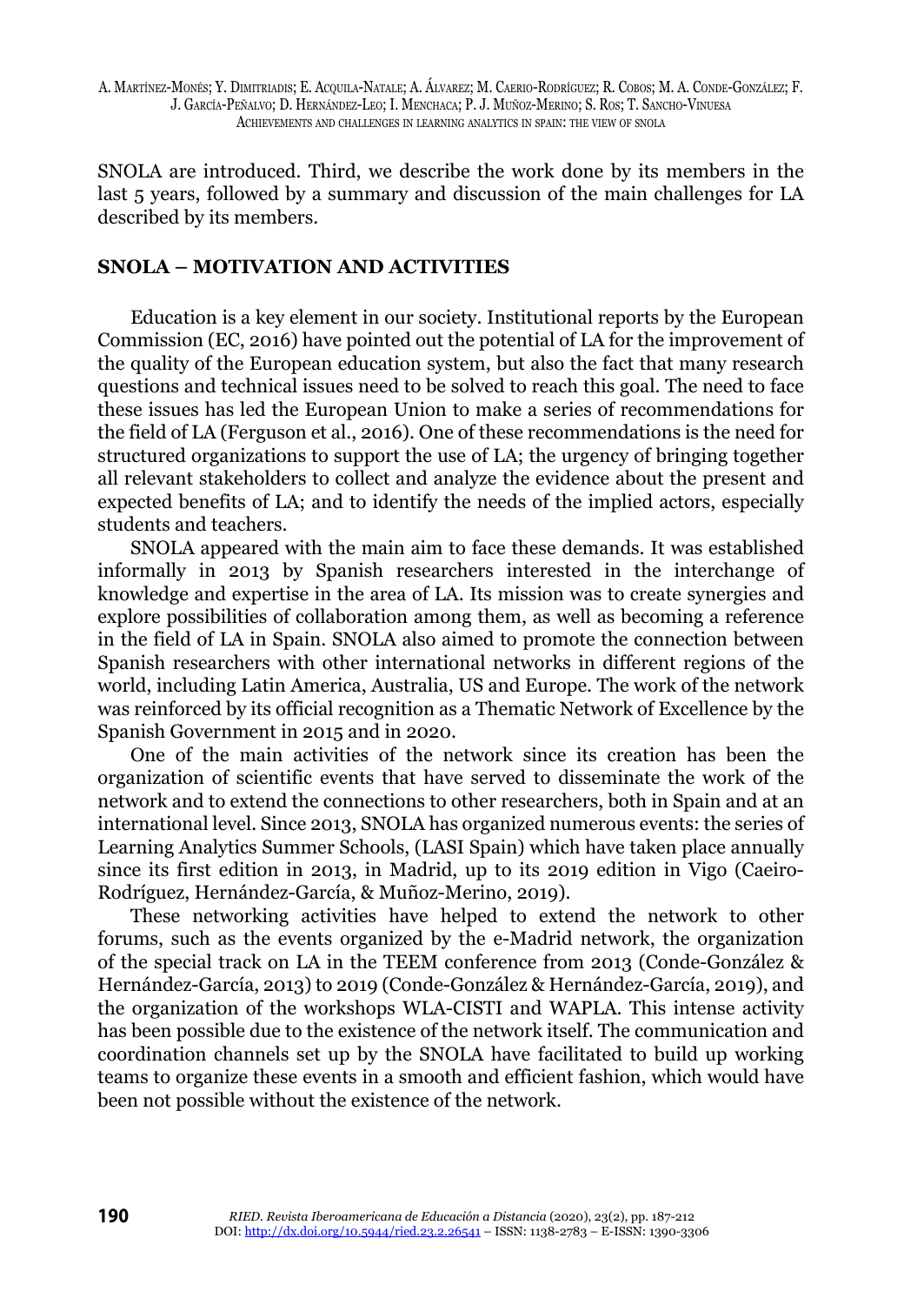SNOLA are introduced. Third, we describe the work done by its members in the last 5 years, followed by a summary and discussion of the main challenges for LA described by its members.

## SNOLA – MOTIVATION AND ACTIVITIES

Education is a key element in our society. Institutional reports by the European Commission (EC, 2016) have pointed out the potential of LA for the improvement of the quality of the European education system, but also the fact that many research questions and technical issues need to be solved to reach this goal. The need to face these issues has led the European Union to make a series of recommendations for the field of LA (Ferguson et al., 2016). One of these recommendations is the need for structured organizations to support the use of LA; the urgency of bringing together all relevant stakeholders to collect and analyze the evidence about the present and expected benefits of LA; and to identify the needs of the implied actors, especially students and teachers.

SNOLA appeared with the main aim to face these demands. It was established informally in 2013 by Spanish researchers interested in the interchange of knowledge and expertise in the area of LA. Its mission was to create synergies and explore possibilities of collaboration among them, as well as becoming a reference in the field of LA in Spain. SNOLA also aimed to promote the connection between Spanish researchers with other international networks in different regions of the world, including Latin America, Australia, US and Europe. The work of the network was reinforced by its official recognition as a Thematic Network of Excellence by the Spanish Government in 2015 and in 2020.

One of the main activities of the network since its creation has been the organization of scientific events that have served to disseminate the work of the network and to extend the connections to other researchers, both in Spain and at an international level. Since 2013, SNOLA has organized numerous events: the series of Learning Analytics Summer Schools, (LASI Spain) which have taken place annually since its first edition in 2013, in Madrid, up to its 2019 edition in Vigo (Caeiro-Rodríguez, Hernández-García, & Muñoz-Merino, 2019).

These networking activities have helped to extend the network to other forums, such as the events organized by the e-Madrid network, the organization of the special track on LA in the TEEM conference from 2013 (Conde-González & Hernández-García, 2013) to 2019 (Conde-González & Hernández-García, 2019), and the organization of the workshops WLA-CISTI and WAPLA. This intense activity has been possible due to the existence of the network itself. The communication and coordination channels set up by the SNOLA have facilitated to build up working teams to organize these events in a smooth and efficient fashion, which would have been not possible without the existence of the network.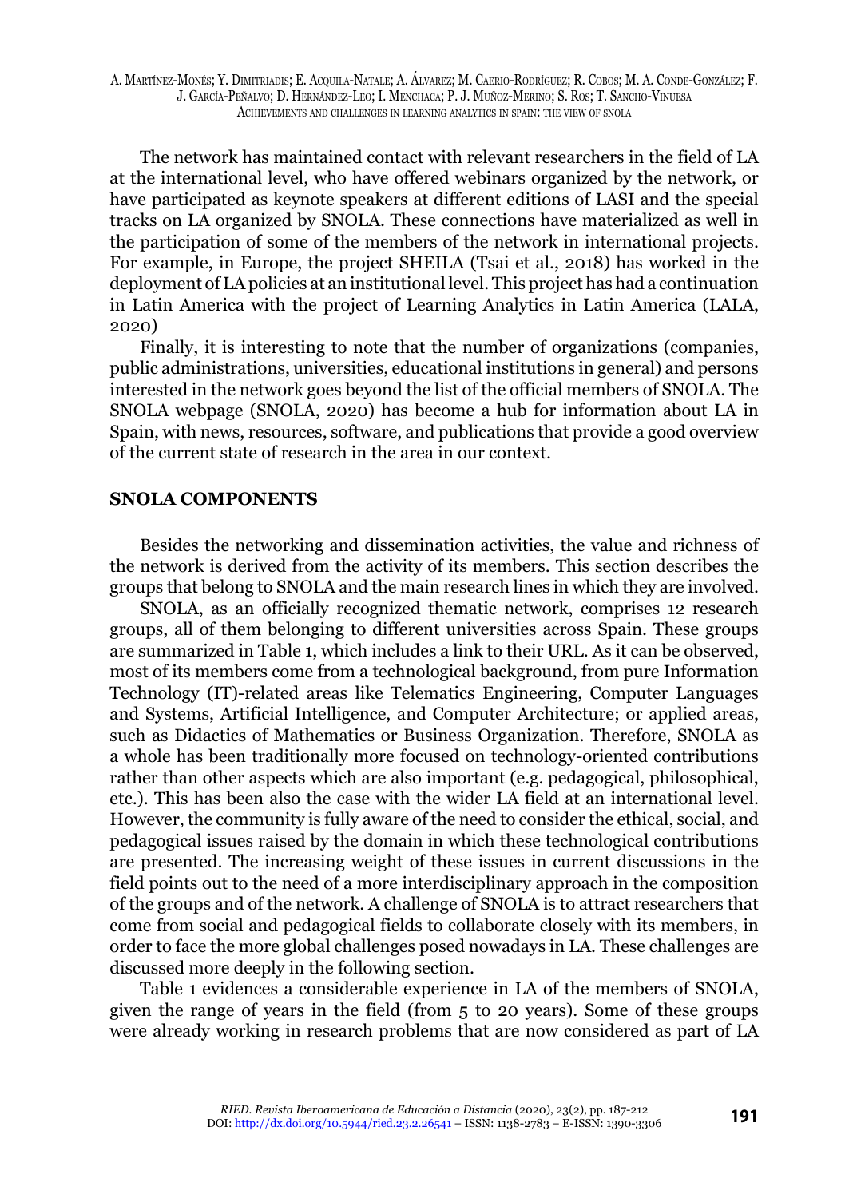The network has maintained contact with relevant researchers in the field of LA at the international level, who have offered webinars organized by the network, or have participated as keynote speakers at different editions of LASI and the special tracks on LA organized by SNOLA. These connections have materialized as well in the participation of some of the members of the network in international projects. For example, in Europe, the project SHEILA (Tsai et al., 2018) has worked in the deployment of LA policies at an institutional level. This project has had a continuation in Latin America with the project of Learning Analytics in Latin America (LALA, 2020)

Finally, it is interesting to note that the number of organizations (companies, public administrations, universities, educational institutions in general) and persons interested in the network goes beyond the list of the official members of SNOLA. The SNOLA webpage (SNOLA, 2020) has become a hub for information about LA in Spain, with news, resources, software, and publications that provide a good overview of the current state of research in the area in our context.

## SNOLA COMPONENTS

Besides the networking and dissemination activities, the value and richness of the network is derived from the activity of its members. This section describes the groups that belong to SNOLA and the main research lines in which they are involved.

SNOLA, as an officially recognized thematic network, comprises 12 research groups, all of them belonging to different universities across Spain. These groups are summarized in Table 1, which includes a link to their URL. As it can be observed, most of its members come from a technological background, from pure Information Technology (IT)-related areas like Telematics Engineering, Computer Languages and Systems, Artificial Intelligence, and Computer Architecture; or applied areas, such as Didactics of Mathematics or Business Organization. Therefore, SNOLA as a whole has been traditionally more focused on technology-oriented contributions rather than other aspects which are also important (e.g. pedagogical, philosophical, etc.). This has been also the case with the wider LA field at an international level. However, the community is fully aware of the need to consider the ethical, social, and pedagogical issues raised by the domain in which these technological contributions are presented. The increasing weight of these issues in current discussions in the field points out to the need of a more interdisciplinary approach in the composition of the groups and of the network. A challenge of SNOLA is to attract researchers that come from social and pedagogical fields to collaborate closely with its members, in order to face the more global challenges posed nowadays in LA. These challenges are discussed more deeply in the following section.

Table 1 evidences a considerable experience in LA of the members of SNOLA, given the range of years in the field (from 5 to 20 years). Some of these groups were already working in research problems that are now considered as part of LA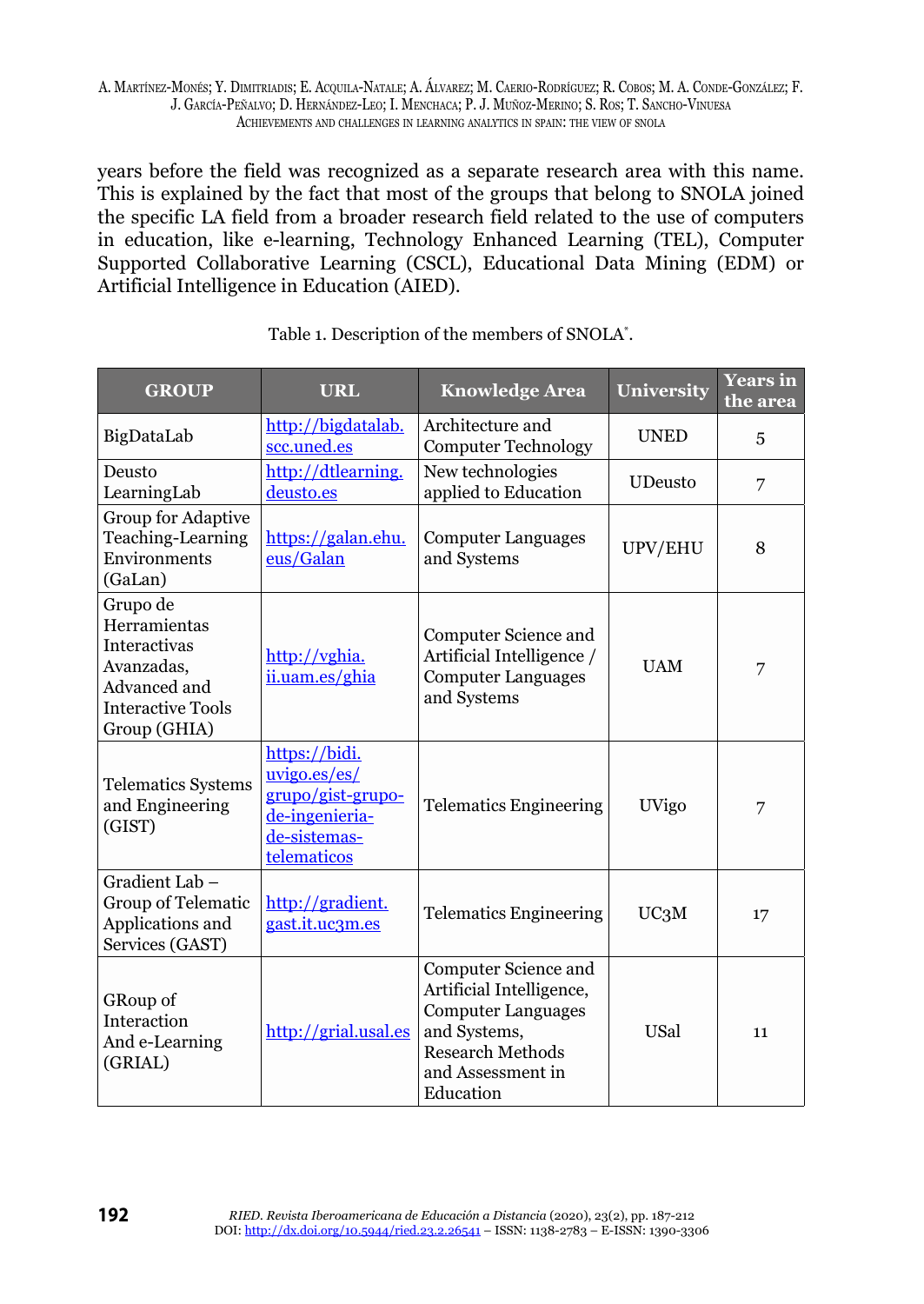years before the field was recognized as a separate research area with this name. This is explained by the fact that most of the groups that belong to SNOLA joined the specific LA field from a broader research field related to the use of computers in education, like e-learning, Technology Enhanced Learning (TEL), Computer Supported Collaborative Learning (CSCL), Educational Data Mining (EDM) or Artificial Intelligence in Education (AIED).

Table 1. Description of the members of SNOLA*.

| GROUP | URL | Knowledge Area | University | Years in the area |
|---|---|---|---|---|
| BigDataLab | http://bigdatalab.scc.uned.es | Architecture and Computer Technology | UNED | 5 |
| Deusto LearningLab | http://dtlearning.deusto.es | New technologies applied to Education | UDeusto | 7 |
| Group for Adaptive Teaching-Learning Environments (GaLan) | https://galan.ehu.eus/Galan | Computer Languages and Systems | UPV/EHU | 8 |
| Grupo de Herramientas Interactivas Avanzadas, Advanced and Interactive Tools Group (GHIA) | http://vghia.ii.uam.es/ghia | Computer Science and Artificial Intelligence / Computer Languages and Systems | UAM | 7 |
| Telematics Systems and Engineering (GIST) | https://bidi.uvigo.es/es/grupo/gist-grupo-de-ingenieria-de-sistemas-telematicos | Telematics Engineering | UVigo | 7 |
| Gradient Lab – Group of Telematic Applications and Services (GAST) | http://gradient.gast.it.uc3m.es | Telematics Engineering | UC3M | 17 |
| GRoup of Interaction And e-Learning (GRIAL) | http://grial.usal.es | Computer Science and Artificial Intelligence, Computer Languages and Systems, Research Methods and Assessment in Education | USal | 11 |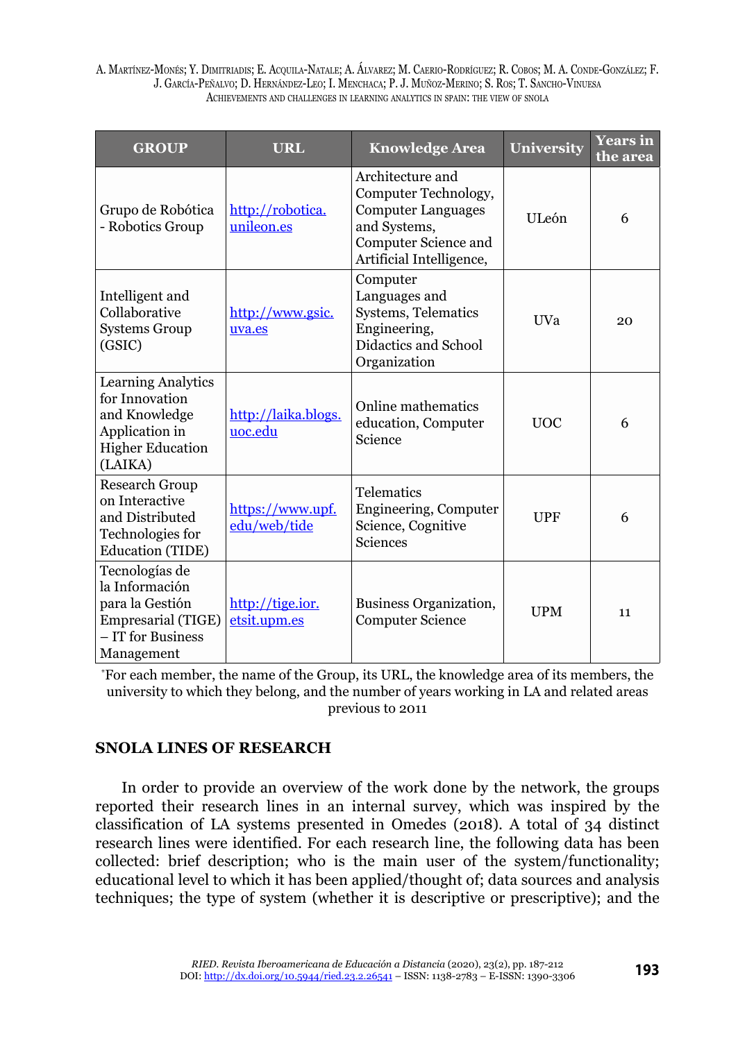| GROUP | URL | Knowledge Area | University | Years in the area |
|---|---|---|---|---|
| Grupo de Robótica - Robotics Group | http://robotica.unileon.es | Architecture and Computer Technology, Computer Languages and Systems, Computer Science and Artificial Intelligence, | ULeón | 6 |
| Intelligent and Collaborative Systems Group (GSIC) | http://www.gsic.uva.es | Computer Languages and Systems, Telematics Engineering, Didactics and School Organization | UVa | 20 |
| Learning Analytics for Innovation and Knowledge Application in Higher Education (LAIKA) | http://laika.blogs.uoc.edu | Online mathematics education, Computer Science | UOC | 6 |
| Research Group on Interactive and Distributed Technologies for Education (TIDE) | https://www.upf.edu/web/tide | Telematics Engineering, Computer Science, Cognitive Sciences | UPF | 6 |
| Tecnologías de la Información para la Gestión Empresarial (TIGE) – IT for Business Management | http://tige.ior.etsit.upm.es | Business Organization, Computer Science | UPM | 11 |

*For each member, the name of the Group, its URL, the knowledge area of its members, the university to which they belong, and the number of years working in LA and related areas previous to 2011

## SNOLA LINES OF RESEARCH

In order to provide an overview of the work done by the network, the groups reported their research lines in an internal survey, which was inspired by the classification of LA systems presented in Omedes (2018). A total of 34 distinct research lines were identified. For each research line, the following data has been collected: brief description; who is the main user of the system/functionality; educational level to which it has been applied/thought of; data sources and analysis techniques; the type of system (whether it is descriptive or prescriptive); and the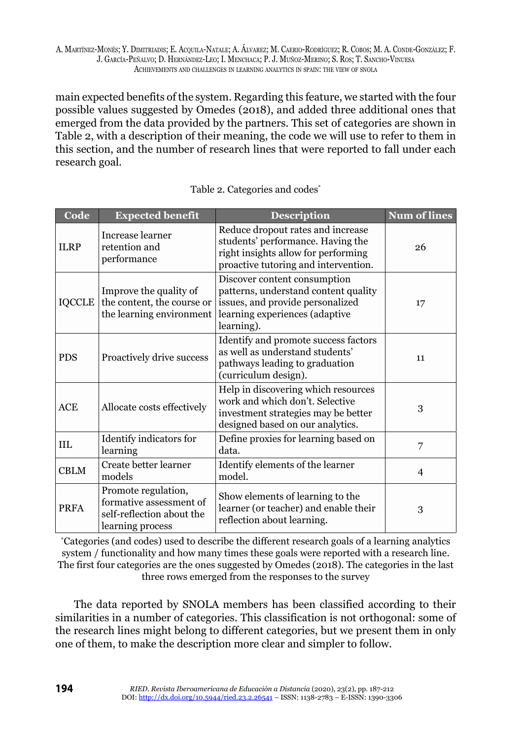main expected benefits of the system. Regarding this feature, we started with the four possible values suggested by Omedes (2018), and added three additional ones that emerged from the data provided by the partners. This set of categories are shown in Table 2, with a description of their meaning, the code we will use to refer to them in this section, and the number of research lines that were reported to fall under each research goal.

Table 2. Categories and codes*

| Code | Expected benefit | Description | Num of lines |
|---|---|---|---|
| ILRP | Increase learner retention and performance | Reduce dropout rates and increase students' performance. Having the right insights allow for performing proactive tutoring and intervention. | 26 |
| IQCCLE | Improve the quality of the content, the course or the learning environment | Discover content consumption patterns, understand content quality issues, and provide personalized learning experiences (adaptive learning). | 17 |
| PDS | Proactively drive success | Identify and promote success factors as well as understand students' pathways leading to graduation (curriculum design). | 11 |
| ACE | Allocate costs effectively | Help in discovering which resources work and which don't. Selective investment strategies may be better designed based on our analytics. | 3 |
| IIL | Identify indicators for learning | Define proxies for learning based on data. | 7 |
| CBLM | Create better learner models | Identify elements of the learner model. | 4 |
| PRFA | Promote regulation, formative assessment of self-reflection about the learning process | Show elements of learning to the learner (or teacher) and enable their reflection about learning. | 3 |

*Categories (and codes) used to describe the different research goals of a learning analytics system / functionality and how many times these goals were reported with a research line. The first four categories are the ones suggested by Omedes (2018). The categories in the last three rows emerged from the responses to the survey

The data reported by SNOLA members has been classified according to their similarities in a number of categories. This classification is not orthogonal: some of the research lines might belong to different categories, but we present them in only one of them, to make the description more clear and simpler to follow.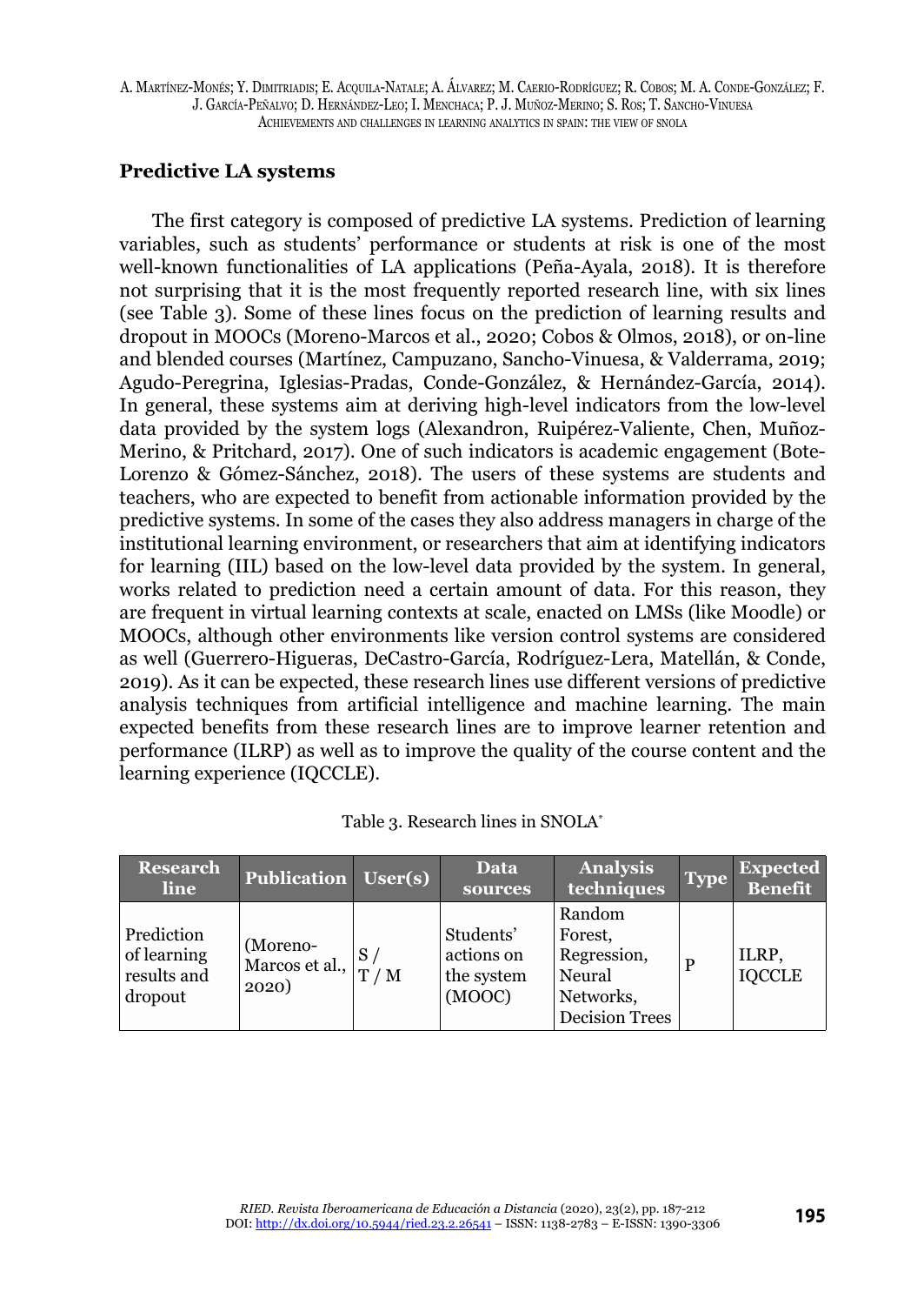## Predictive LA systems

The first category is composed of predictive LA systems. Prediction of learning variables, such as students' performance or students at risk is one of the most well-known functionalities of LA applications (Peña-Ayala, 2018). It is therefore not surprising that it is the most frequently reported research line, with six lines (see Table 3). Some of these lines focus on the prediction of learning results and dropout in MOOCs (Moreno-Marcos et al., 2020; Cobos & Olmos, 2018), or on-line and blended courses (Martínez, Campuzano, Sancho-Vinuesa, & Valderrama, 2019; Agudo-Peregrina, Iglesias-Pradas, Conde-González, & Hernández-García, 2014). In general, these systems aim at deriving high-level indicators from the low-level data provided by the system logs (Alexandron, Ruipérez-Valiente, Chen, Muñoz-Merino, & Pritchard, 2017). One of such indicators is academic engagement (Bote-Lorenzo & Gómez-Sánchez, 2018). The users of these systems are students and teachers, who are expected to benefit from actionable information provided by the predictive systems. In some of the cases they also address managers in charge of the institutional learning environment, or researchers that aim at identifying indicators for learning (IIL) based on the low-level data provided by the system. In general, works related to prediction need a certain amount of data. For this reason, they are frequent in virtual learning contexts at scale, enacted on LMSs (like Moodle) or MOOCs, although other environments like version control systems are considered as well (Guerrero-Higueras, DeCastro-García, Rodríguez-Lera, Matellán, & Conde, 2019). As it can be expected, these research lines use different versions of predictive analysis techniques from artificial intelligence and machine learning. The main expected benefits from these research lines are to improve learner retention and performance (ILRP) as well as to improve the quality of the course content and the learning experience (IQCCLE).

Table 3. Research lines in SNOLA*

| Research line | Publication | User(s) | Data sources | Analysis techniques | Type | Expected Benefit |
|---|---|---|---|---|---|---|
| Prediction of learning results and dropout | (Moreno-Marcos et al., 2020) | S / T / M | Students' actions on the system (MOOC) | Random Forest, Regression, Neural Networks, Decision Trees | P | ILRP, IQCCLE |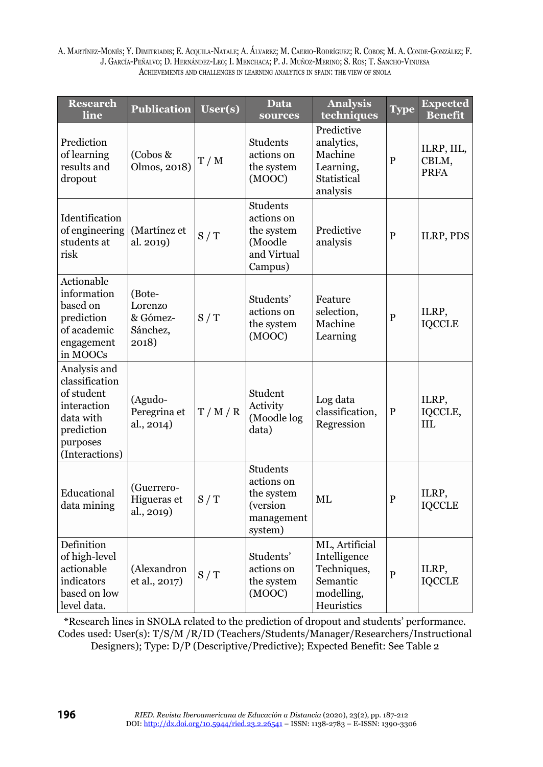| Research line | Publication | User(s) | Data sources | Analysis techniques | Type | Expected Benefit |
|---|---|---|---|---|---|---|
| Prediction of learning results and dropout | (Cobos & Olmos, 2018) | T / M | Students actions on the system (MOOC) | Predictive analytics, Machine Learning, Statistical analysis | P | ILRP, IIL, CBLM, PRFA |
| Identification of engineering students at risk | (Martínez et al. 2019) | S / T | Students actions on the system (Moodle and Virtual Campus) | Predictive analysis | P | ILRP, PDS |
| Actionable information based on prediction of academic engagement in MOOCs | (Bote-Lorenzo & Gómez-Sánchez, 2018) | S / T | Students' actions on the system (MOOC) | Feature selection, Machine Learning | P | ILRP, IQCCLE |
| Analysis and classification of student interaction data with prediction purposes (Interactions) | (Agudo-Peregrina et al., 2014) | T / M / R | Student Activity (Moodle log data) | Log data classification, Regression | P | ILRP, IQCCLE, IIL |
| Educational data mining | (Guerrero-Higueras et al., 2019) | S / T | Students actions on the system (version management system) | ML | P | ILRP, IQCCLE |
| Definition of high-level actionable indicators based on low level data. | (Alexandron et al., 2017) | S / T | Students' actions on the system (MOOC) | ML, Artificial Intelligence Techniques, Semantic modelling, Heuristics | P | ILRP, IQCCLE |

*Research lines in SNOLA related to the prediction of dropout and students' performance. Codes used: User(s): T/S/M /R/ID (Teachers/Students/Manager/Researchers/Instructional Designers); Type: D/P (Descriptive/Predictive); Expected Benefit: See Table 2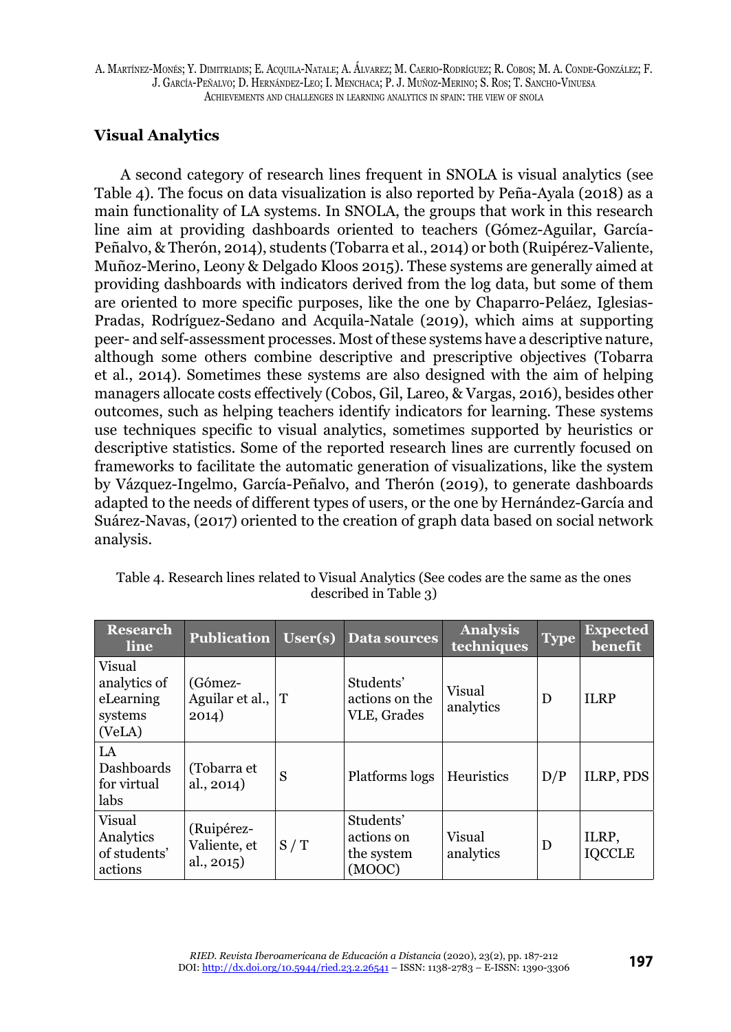## Visual Analytics

A second category of research lines frequent in SNOLA is visual analytics (see Table 4). The focus on data visualization is also reported by Peña-Ayala (2018) as a main functionality of LA systems. In SNOLA, the groups that work in this research line aim at providing dashboards oriented to teachers (Gómez-Aguilar, García-Peñalvo, & Therón, 2014), students (Tobarra et al., 2014) or both (Ruipérez-Valiente, Muñoz-Merino, Leony & Delgado Kloos 2015). These systems are generally aimed at providing dashboards with indicators derived from the log data, but some of them are oriented to more specific purposes, like the one by Chaparro-Peláez, Iglesias-Pradas, Rodríguez-Sedano and Acquila-Natale (2019), which aims at supporting peer- and self-assessment processes. Most of these systems have a descriptive nature, although some others combine descriptive and prescriptive objectives (Tobarra et al., 2014). Sometimes these systems are also designed with the aim of helping managers allocate costs effectively (Cobos, Gil, Lareo, & Vargas, 2016), besides other outcomes, such as helping teachers identify indicators for learning. These systems use techniques specific to visual analytics, sometimes supported by heuristics or descriptive statistics. Some of the reported research lines are currently focused on frameworks to facilitate the automatic generation of visualizations, like the system by Vázquez-Ingelmo, García-Peñalvo, and Therón (2019), to generate dashboards adapted to the needs of different types of users, or the one by Hernández-García and Suárez-Navas, (2017) oriented to the creation of graph data based on social network analysis.

Table 4. Research lines related to Visual Analytics (See codes are the same as the ones described in Table 3)

| Research line | Publication | User(s) | Data sources | Analysis techniques | Type | Expected benefit |
|---|---|---|---|---|---|---|
| Visual analytics of eLearning systems (VeLA) | (Gómez-Aguilar et al., 2014) | T | Students' actions on the VLE, Grades | Visual analytics | D | ILRP |
| LA Dashboards for virtual labs | (Tobarra et al., 2014) | S | Platforms logs | Heuristics | D/P | ILRP, PDS |
| Visual Analytics of students' actions | (Ruipérez-Valiente, et al., 2015) | S / T | Students' actions on the system (MOOC) | Visual analytics | D | ILRP, IQCCLE |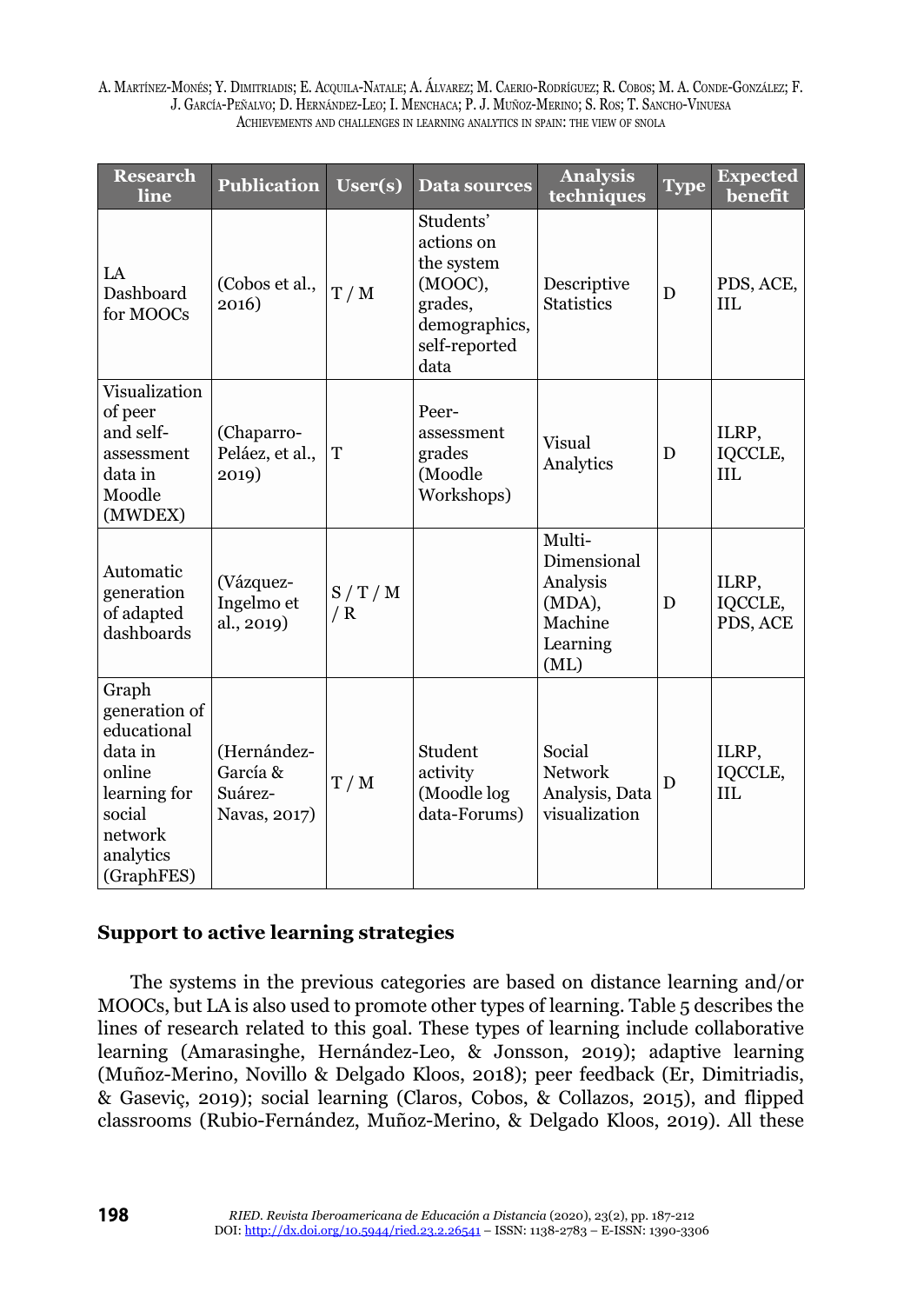| Research line | Publication | User(s) | Data sources | Analysis techniques | Type | Expected benefit |
|---|---|---|---|---|---|---|
| LA Dashboard for MOOCs | (Cobos et al., 2016) | T / M | Students' actions on the system (MOOC), grades, demographics, self-reported data | Descriptive Statistics | D | PDS, ACE, IIL |
| Visualization of peer and self-assessment data in Moodle (MWDEX) | (Chaparro-Peláez, et al., 2019) | T | Peer-assessment grades (Moodle Workshops) | Visual Analytics | D | ILRP, IQCCLE, IIL |
| Automatic generation of adapted dashboards | (Vázquez-Ingelmo et al., 2019) | S / T / M / R | | Multi-Dimensional Analysis (MDA), Machine Learning (ML) | D | ILRP, IQCCLE, PDS, ACE |
| Graph generation of educational data in online learning for social network analytics (GraphFES) | (Hernández-García & Suárez-Navas, 2017) | T / M | Student activity (Moodle log data-Forums) | Social Network Analysis, Data visualization | D | ILRP, IQCCLE, IIL |

## Support to active learning strategies

The systems in the previous categories are based on distance learning and/or MOOCs, but LA is also used to promote other types of learning. Table 5 describes the lines of research related to this goal. These types of learning include collaborative learning (Amarasinghe, Hernández-Leo, & Jonsson, 2019); adaptive learning (Muñoz-Merino, Novillo & Delgado Kloos, 2018); peer feedback (Er, Dimitriadis, & Gaseviç, 2019); social learning (Claros, Cobos, & Collazos, 2015), and flipped classrooms (Rubio-Fernández, Muñoz-Merino, & Delgado Kloos, 2019). All these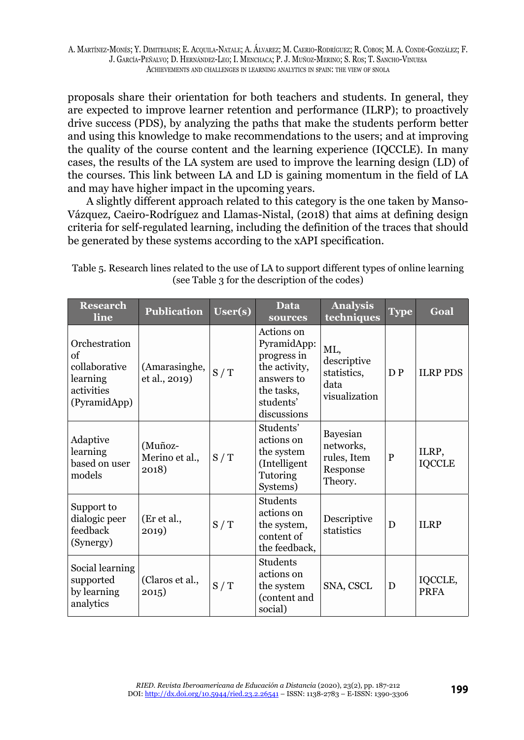proposals share their orientation for both teachers and students. In general, they are expected to improve learner retention and performance (ILRP); to proactively drive success (PDS), by analyzing the paths that make the students perform better and using this knowledge to make recommendations to the users; and at improving the quality of the course content and the learning experience (IQCCLE). In many cases, the results of the LA system are used to improve the learning design (LD) of the courses. This link between LA and LD is gaining momentum in the field of LA and may have higher impact in the upcoming years.

A slightly different approach related to this category is the one taken by Manso-Vázquez, Caeiro-Rodríguez and Llamas-Nistal, (2018) that aims at defining design criteria for self-regulated learning, including the definition of the traces that should be generated by these systems according to the xAPI specification.

Table 5. Research lines related to the use of LA to support different types of online learning (see Table 3 for the description of the codes)

| Research line | Publication | User(s) | Data sources | Analysis techniques | Type | Goal |
|---|---|---|---|---|---|---|
| Orchestration of collaborative learning activities (PyramidApp) | (Amarasinghe, et al., 2019) | S / T | Actions on PyramidApp: progress in the activity, answers to the tasks, students' discussions | ML, descriptive statistics, data visualization | D P | ILRP PDS |
| Adaptive learning based on user models | (Muñoz-Merino et al., 2018) | S / T | Students' actions on the system (Intelligent Tutoring Systems) | Bayesian networks, rules, Item Response Theory. | P | ILRP, IQCCLE |
| Support to dialogic peer feedback (Synergy) | (Er et al., 2019) | S / T | Students actions on the system, content of the feedback, | Descriptive statistics | D | ILRP |
| Social learning supported by learning analytics | (Claros et al., 2015) | S / T | Students actions on the system (content and social) | SNA, CSCL | D | IQCCLE, PRFA |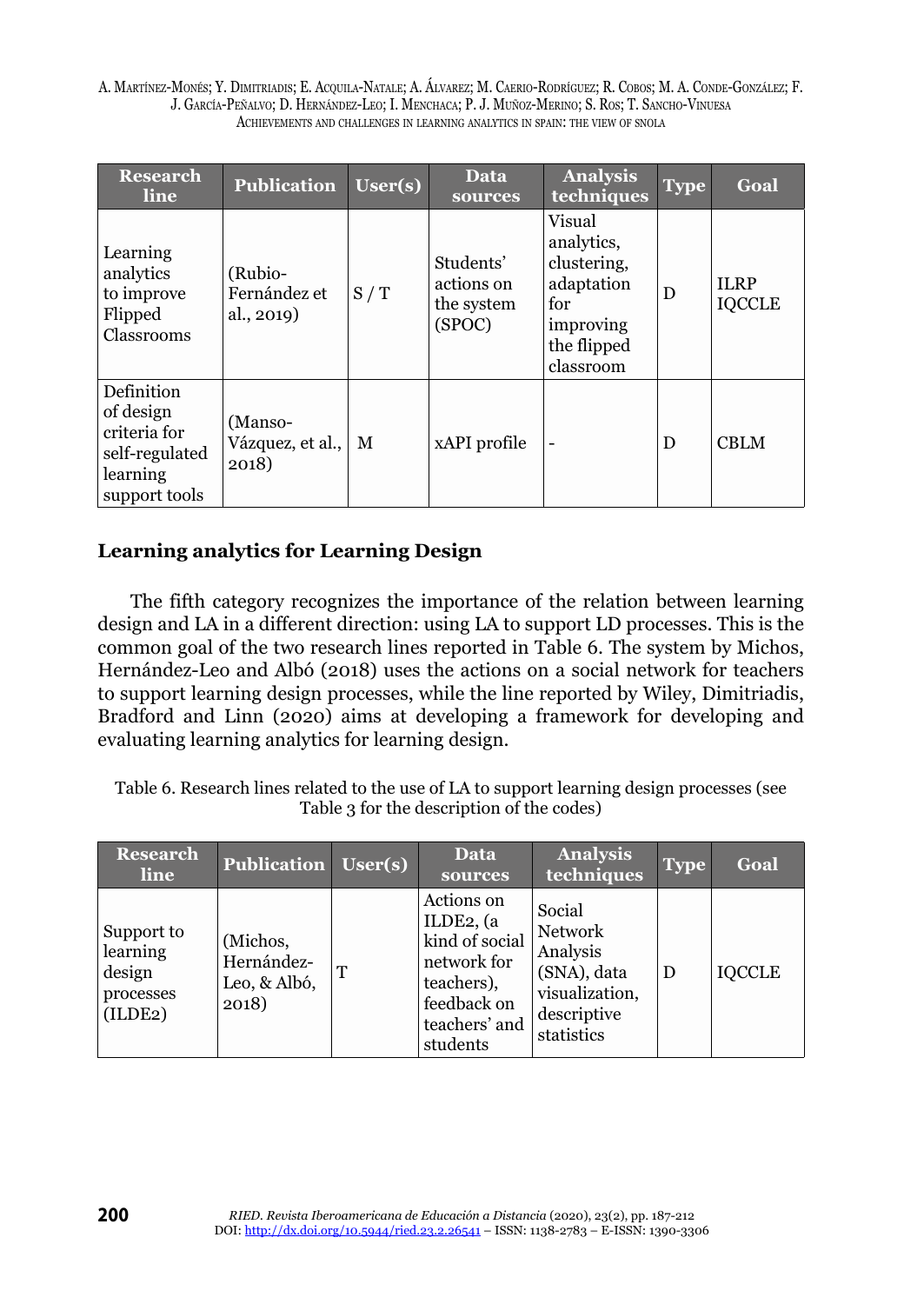| Research line | Publication | User(s) | Data sources | Analysis techniques | Type | Goal |
|---|---|---|---|---|---|---|
| Learning analytics to improve Flipped Classrooms | (Rubio-Fernández et al., 2019) | S / T | Students' actions on the system (SPOC) | Visual analytics, clustering, adaptation for improving the flipped classroom | D | ILRP IQCCLE |
| Definition of design criteria for self-regulated learning support tools | (Manso-Vázquez, et al., 2018) | M | xAPI profile | - | D | CBLM |

## Learning analytics for Learning Design

The fifth category recognizes the importance of the relation between learning design and LA in a different direction: using LA to support LD processes. This is the common goal of the two research lines reported in Table 6. The system by Michos, Hernández-Leo and Albó (2018) uses the actions on a social network for teachers to support learning design processes, while the line reported by Wiley, Dimitriadis, Bradford and Linn (2020) aims at developing a framework for developing and evaluating learning analytics for learning design.

Table 6. Research lines related to the use of LA to support learning design processes (see Table 3 for the description of the codes)

| Research line | Publication | User(s) | Data sources | Analysis techniques | Type | Goal |
|---|---|---|---|---|---|---|
| Support to learning design processes (ILDE2) | (Michos, Hernández-Leo, & Albó, 2018) | T | Actions on ILDE2, (a kind of social network for teachers), feedback on teachers' and students | Social Network Analysis (SNA), data visualization, descriptive statistics | D | IQCCLE |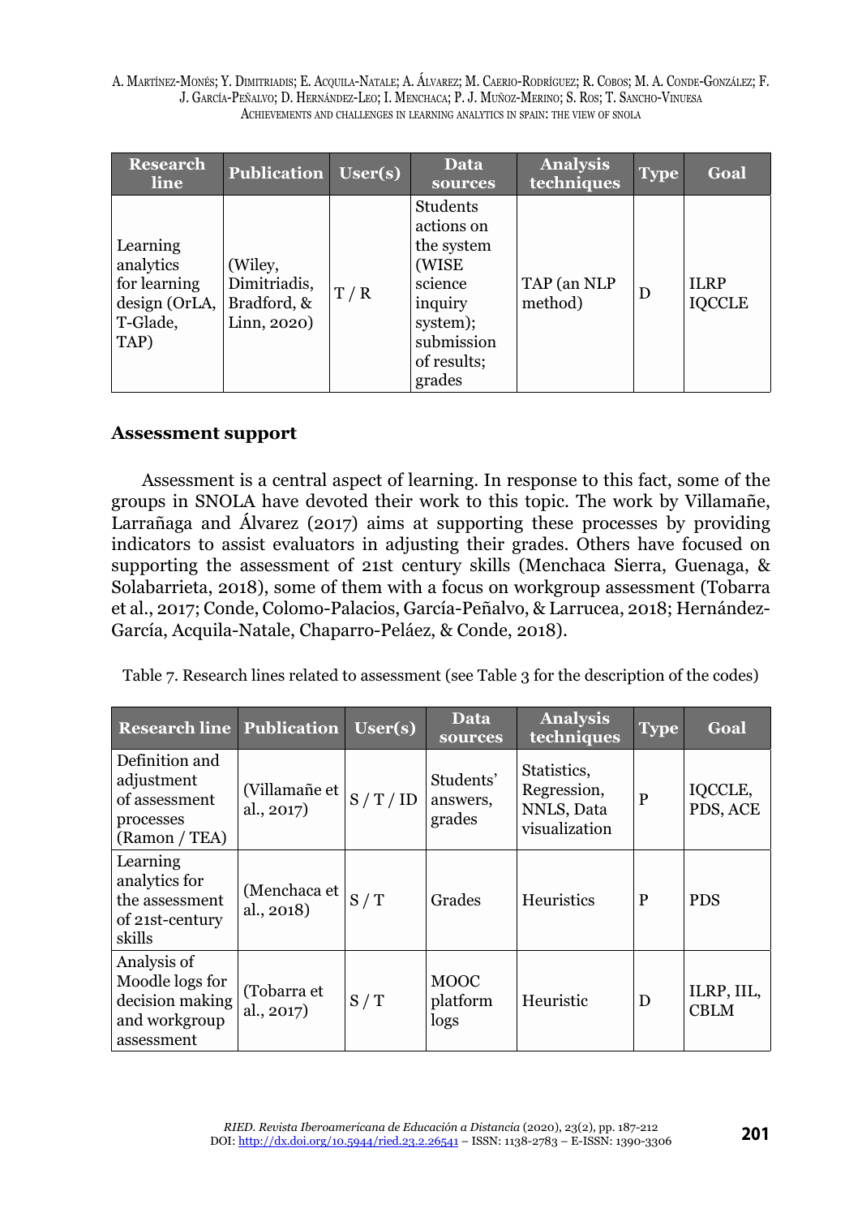| Research line | Publication | User(s) | Data sources | Analysis techniques | Type | Goal |
|---|---|---|---|---|---|---|
| Learning analytics for learning design (OrLA, T-Glade, TAP) | (Wiley, Dimitriadis, Bradford, & Linn, 2020) | T / R | Students actions on the system (WISE science inquiry system); submission of results; grades | TAP (an NLP method) | D | ILRP IQCCLE |

### Assessment support

Assessment is a central aspect of learning. In response to this fact, some of the groups in SNOLA have devoted their work to this topic. The work by Villamañe, Larrañaga and Álvarez (2017) aims at supporting these processes by providing indicators to assist evaluators in adjusting their grades. Others have focused on supporting the assessment of 21st century skills (Menchaca Sierra, Guenaga, & Solabarrieta, 2018), some of them with a focus on workgroup assessment (Tobarra et al., 2017; Conde, Colomo-Palacios, García-Peñalvo, & Larrucea, 2018; Hernández-García, Acquila-Natale, Chaparro-Peláez, & Conde, 2018).

Table 7. Research lines related to assessment (see Table 3 for the description of the codes)

| Research line | Publication | User(s) | Data sources | Analysis techniques | Type | Goal |
|---|---|---|---|---|---|---|
| Definition and adjustment of assessment processes (Ramon / TEA) | (Villamañe et al., 2017) | S / T / ID | Students' answers, grades | Statistics, Regression, NNLS, Data visualization | P | IQCCLE, PDS, ACE |
| Learning analytics for the assessment of 21st-century skills | (Menchaca et al., 2018) | S / T | Grades | Heuristics | P | PDS |
| Analysis of Moodle logs for decision making and workgroup assessment | (Tobarra et al., 2017) | S / T | MOOC platform logs | Heuristic | D | ILRP, IIL, CBLM |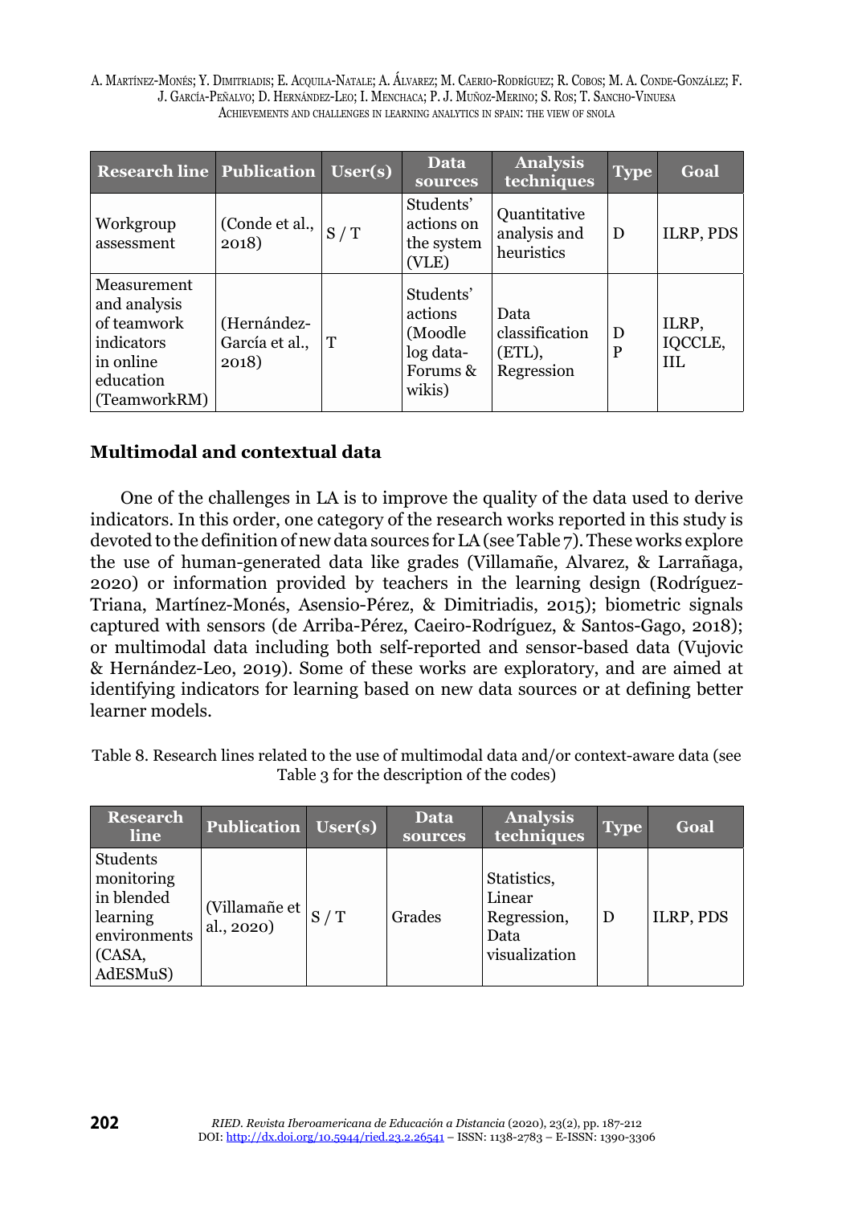| Research line | Publication | User(s) | Data sources | Analysis techniques | Type | Goal |
|---|---|---|---|---|---|---|
| Workgroup assessment | (Conde et al., 2018) | S / T | Students' actions on the system (VLE) | Quantitative analysis and heuristics | D | ILRP, PDS |
| Measurement and analysis of teamwork indicators in online education (TeamworkRM) | (Hernández-García et al., 2018) | T | Students' actions (Moodle log data-Forums & wikis) | Data classification (ETL), Regression | D P | ILRP, IQCCLE, IIL |

## Multimodal and contextual data

One of the challenges in LA is to improve the quality of the data used to derive indicators. In this order, one category of the research works reported in this study is devoted to the definition of new data sources for LA (see Table 7). These works explore the use of human-generated data like grades (Villamañe, Alvarez, & Larrañaga, 2020) or information provided by teachers in the learning design (Rodríguez-Triana, Martínez-Monés, Asensio-Pérez, & Dimitriadis, 2015); biometric signals captured with sensors (de Arriba-Pérez, Caeiro-Rodríguez, & Santos-Gago, 2018); or multimodal data including both self-reported and sensor-based data (Vujovic & Hernández-Leo, 2019). Some of these works are exploratory, and are aimed at identifying indicators for learning based on new data sources or at defining better learner models.

Table 8. Research lines related to the use of multimodal data and/or context-aware data (see Table 3 for the description of the codes)

| Research line | Publication | User(s) | Data sources | Analysis techniques | Type | Goal |
|---|---|---|---|---|---|---|
| Students monitoring in blended learning environments (CASA, AdESMuS) | (Villamañe et al., 2020) | S / T | Grades | Statistics, Linear Regression, Data visualization | D | ILRP, PDS |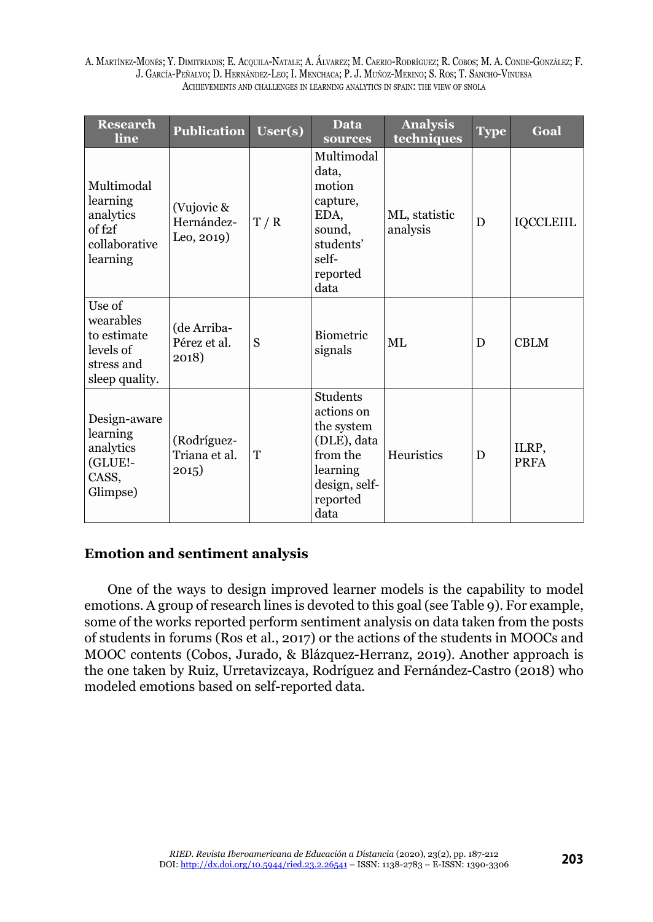| Research line | Publication | User(s) | Data sources | Analysis techniques | Type | Goal |
|---|---|---|---|---|---|---|
| Multimodal learning analytics of f2f collaborative learning | (Vujovic & Hernández-Leo, 2019) | T / R | Multimodal data, motion capture, EDA, sound, students' self-reported data | ML, statistic analysis | D | IQCCLEIIL |
| Use of wearables to estimate levels of stress and sleep quality. | (de Arriba-Pérez et al. 2018) | S | Biometric signals | ML | D | CBLM |
| Design-aware learning analytics (GLUE!-CASS, Glimpse) | (Rodríguez-Triana et al. 2015) | T | Students actions on the system (DLE), data from the learning design, self-reported data | Heuristics | D | ILRP, PRFA |

## Emotion and sentiment analysis

One of the ways to design improved learner models is the capability to model emotions. A group of research lines is devoted to this goal (see Table 9). For example, some of the works reported perform sentiment analysis on data taken from the posts of students in forums (Ros et al., 2017) or the actions of the students in MOOCs and MOOC contents (Cobos, Jurado, & Blázquez-Herranz, 2019). Another approach is the one taken by Ruiz, Urretavizcaya, Rodríguez and Fernández-Castro (2018) who modeled emotions based on self-reported data.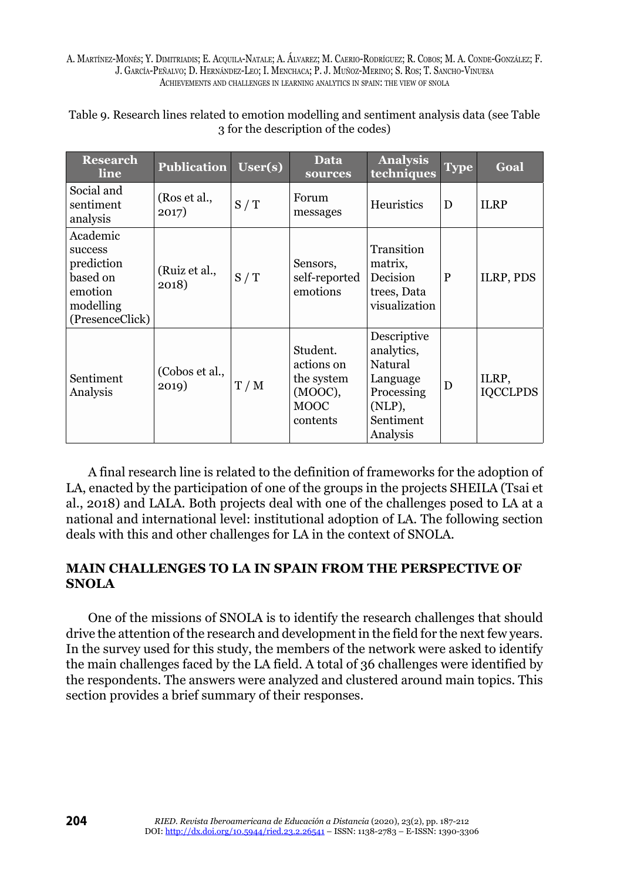Table 9. Research lines related to emotion modelling and sentiment analysis data (see Table 3 for the description of the codes)

| Research line | Publication | User(s) | Data sources | Analysis techniques | Type | Goal |
|---|---|---|---|---|---|---|
| Social and sentiment analysis | (Ros et al., 2017) | S / T | Forum messages | Heuristics | D | ILRP |
| Academic success prediction based on emotion modelling (PresenceClick) | (Ruiz et al., 2018) | S / T | Sensors, self-reported emotions | Transition matrix, Decision trees, Data visualization | P | ILRP, PDS |
| Sentiment Analysis | (Cobos et al., 2019) | T / M | Student. actions on the system (MOOC), MOOC contents | Descriptive analytics, Natural Language Processing (NLP), Sentiment Analysis | D | ILRP, IQCCLPDS |

A final research line is related to the definition of frameworks for the adoption of LA, enacted by the participation of one of the groups in the projects SHEILA (Tsai et al., 2018) and LALA. Both projects deal with one of the challenges posed to LA at a national and international level: institutional adoption of LA. The following section deals with this and other challenges for LA in the context of SNOLA.

## MAIN CHALLENGES TO LA IN SPAIN FROM THE PERSPECTIVE OF SNOLA

One of the missions of SNOLA is to identify the research challenges that should drive the attention of the research and development in the field for the next few years. In the survey used for this study, the members of the network were asked to identify the main challenges faced by the LA field. A total of 36 challenges were identified by the respondents. The answers were analyzed and clustered around main topics. This section provides a brief summary of their responses.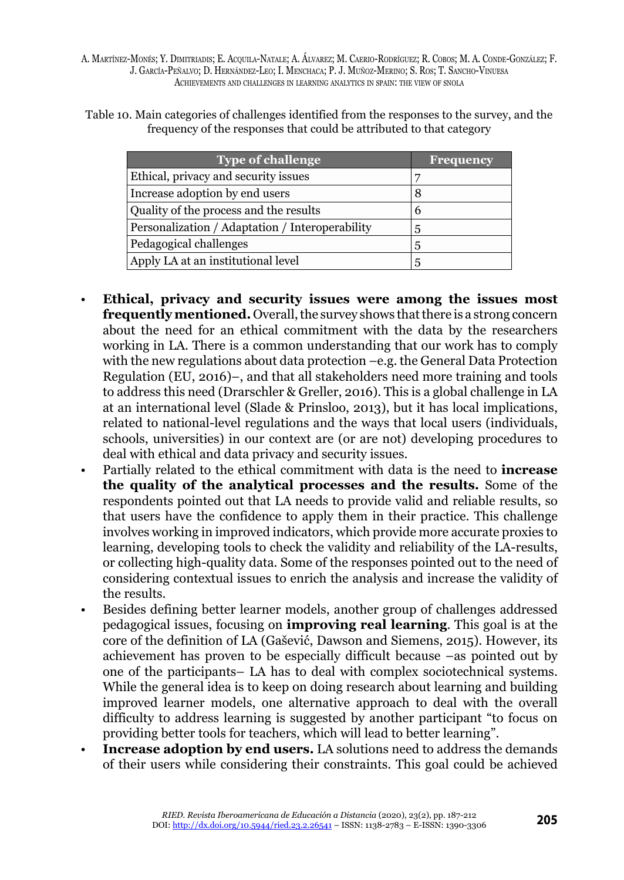Table 10. Main categories of challenges identified from the responses to the survey, and the frequency of the responses that could be attributed to that category

| Type of challenge | Frequency |
|---|---|
| Ethical, privacy and security issues | 7 |
| Increase adoption by end users | 8 |
| Quality of the process and the results | 6 |
| Personalization / Adaptation / Interoperability | 5 |
| Pedagogical challenges | 5 |
| Apply LA at an institutional level | 5 |

- **Ethical, privacy and security issues were among the issues most frequently mentioned.** Overall, the survey shows that there is a strong concern about the need for an ethical commitment with the data by the researchers working in LA. There is a common understanding that our work has to comply with the new regulations about data protection –e.g. the General Data Protection Regulation (EU, 2016)–, and that all stakeholders need more training and tools to address this need (Drarschler & Greller, 2016). This is a global challenge in LA at an international level (Slade & Prinsloo, 2013), but it has local implications, related to national-level regulations and the ways that local users (individuals, schools, universities) in our context are (or are not) developing procedures to deal with ethical and data privacy and security issues.
- Partially related to the ethical commitment with data is the need to **increase the quality of the analytical processes and the results.** Some of the respondents pointed out that LA needs to provide valid and reliable results, so that users have the confidence to apply them in their practice. This challenge involves working in improved indicators, which provide more accurate proxies to learning, developing tools to check the validity and reliability of the LA-results, or collecting high-quality data. Some of the responses pointed out to the need of considering contextual issues to enrich the analysis and increase the validity of the results.
- Besides defining better learner models, another group of challenges addressed pedagogical issues, focusing on **improving real learning**. This goal is at the core of the definition of LA (Gašević, Dawson and Siemens, 2015). However, its achievement has proven to be especially difficult because –as pointed out by one of the participants– LA has to deal with complex sociotechnical systems. While the general idea is to keep on doing research about learning and building improved learner models, one alternative approach to deal with the overall difficulty to address learning is suggested by another participant "to focus on providing better tools for teachers, which will lead to better learning".
- **Increase adoption by end users.** LA solutions need to address the demands of their users while considering their constraints. This goal could be achieved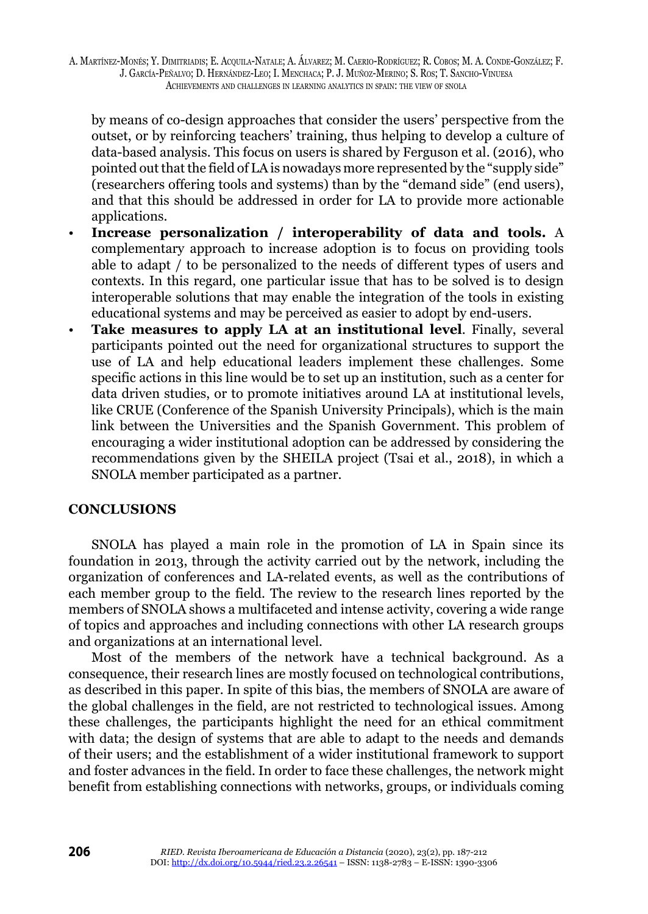by means of co-design approaches that consider the users' perspective from the outset, or by reinforcing teachers' training, thus helping to develop a culture of data-based analysis. This focus on users is shared by Ferguson et al. (2016), who pointed out that the field of LA is nowadays more represented by the "supply side" (researchers offering tools and systems) than by the "demand side" (end users), and that this should be addressed in order for LA to provide more actionable applications.

- **Increase personalization / interoperability of data and tools.** A complementary approach to increase adoption is to focus on providing tools able to adapt / to be personalized to the needs of different types of users and contexts. In this regard, one particular issue that has to be solved is to design interoperable solutions that may enable the integration of the tools in existing educational systems and may be perceived as easier to adopt by end-users.
- **Take measures to apply LA at an institutional level**. Finally, several participants pointed out the need for organizational structures to support the use of LA and help educational leaders implement these challenges. Some specific actions in this line would be to set up an institution, such as a center for data driven studies, or to promote initiatives around LA at institutional levels, like CRUE (Conference of the Spanish University Principals), which is the main link between the Universities and the Spanish Government. This problem of encouraging a wider institutional adoption can be addressed by considering the recommendations given by the SHEILA project (Tsai et al., 2018), in which a SNOLA member participated as a partner.

## CONCLUSIONS

SNOLA has played a main role in the promotion of LA in Spain since its foundation in 2013, through the activity carried out by the network, including the organization of conferences and LA-related events, as well as the contributions of each member group to the field. The review to the research lines reported by the members of SNOLA shows a multifaceted and intense activity, covering a wide range of topics and approaches and including connections with other LA research groups and organizations at an international level.

Most of the members of the network have a technical background. As a consequence, their research lines are mostly focused on technological contributions, as described in this paper. In spite of this bias, the members of SNOLA are aware of the global challenges in the field, are not restricted to technological issues. Among these challenges, the participants highlight the need for an ethical commitment with data; the design of systems that are able to adapt to the needs and demands of their users; and the establishment of a wider institutional framework to support and foster advances in the field. In order to face these challenges, the network might benefit from establishing connections with networks, groups, or individuals coming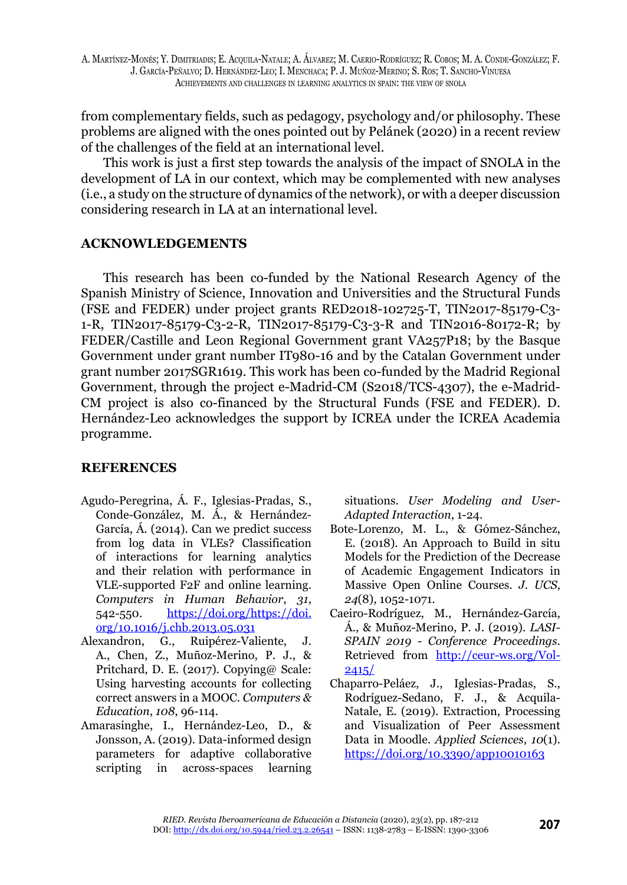from complementary fields, such as pedagogy, psychology and/or philosophy. These problems are aligned with the ones pointed out by Pelánek (2020) in a recent review of the challenges of the field at an international level.

This work is just a first step towards the analysis of the impact of SNOLA in the development of LA in our context, which may be complemented with new analyses (i.e., a study on the structure of dynamics of the network), or with a deeper discussion considering research in LA at an international level.

## ACKNOWLEDGEMENTS

This research has been co-funded by the National Research Agency of the Spanish Ministry of Science, Innovation and Universities and the Structural Funds (FSE and FEDER) under project grants RED2018-102725-T, TIN2017-85179-C3-1-R, TIN2017-85179-C3-2-R, TIN2017-85179-C3-3-R and TIN2016-80172-R; by FEDER/Castille and Leon Regional Government grant VA257P18; by the Basque Government under grant number IT980-16 and by the Catalan Government under grant number 2017SGR1619. This work has been co-funded by the Madrid Regional Government, through the project e-Madrid-CM (S2018/TCS-4307), the e-Madrid-CM project is also co-financed by the Structural Funds (FSE and FEDER). D. Hernández-Leo acknowledges the support by ICREA under the ICREA Academia programme.

## REFERENCES

Agudo-Peregrina, Á. F., Iglesias-Pradas, S., Conde-González, M. Á., & Hernández-García, Á. (2014). Can we predict success from log data in VLEs? Classification of interactions for learning analytics and their relation with performance in VLE-supported F2F and online learning. *Computers in Human Behavior*, *31*, 542-550. https://doi.org/https://doi.org/10.1016/j.chb.2013.05.031

Alexandron, G., Ruipérez-Valiente, J. A., Chen, Z., Muñoz-Merino, P. J., & Pritchard, D. E. (2017). Copying@ Scale: Using harvesting accounts for collecting correct answers in a MOOC. *Computers & Education*, *108*, 96-114.

Amarasinghe, I., Hernández-Leo, D., & Jonsson, A. (2019). Data-informed design parameters for adaptive collaborative scripting in across-spaces learning situations. *User Modeling and User-Adapted Interaction*, 1-24.

Bote-Lorenzo, M. L., & Gómez-Sánchez, E. (2018). An Approach to Build in situ Models for the Prediction of the Decrease of Academic Engagement Indicators in Massive Open Online Courses. *J. UCS*, *24*(8), 1052-1071.

Caeiro-Rodríguez, M., Hernández-García, Á., & Muñoz-Merino, P. J. (2019). *LASI-SPAIN 2019 - Conference Proceedings*. Retrieved from http://ceur-ws.org/Vol-2415/

Chaparro-Peláez, J., Iglesias-Pradas, S., Rodríguez-Sedano, F. J., & Acquila-Natale, E. (2019). Extraction, Processing and Visualization of Peer Assessment Data in Moodle. *Applied Sciences*, *10*(1). https://doi.org/10.3390/app10010163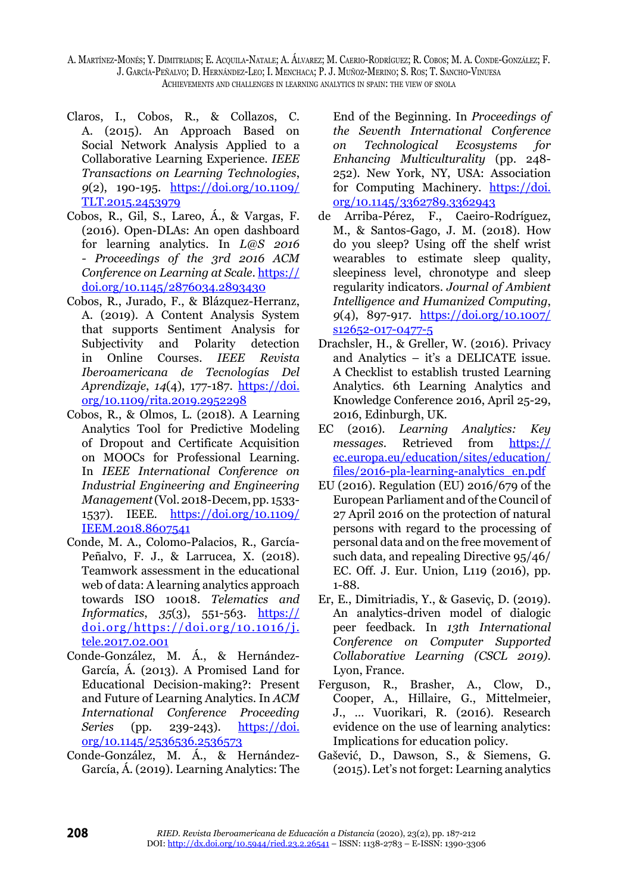Claros, I., Cobos, R., & Collazos, C. A. (2015). An Approach Based on Social Network Analysis Applied to a Collaborative Learning Experience. *IEEE Transactions on Learning Technologies*, *9*(2), 190-195. https://doi.org/10.1109/TLT.2015.2453979

Cobos, R., Gil, S., Lareo, Á., & Vargas, F. (2016). Open-DLAs: An open dashboard for learning analytics. In *L@S 2016 - Proceedings of the 3rd 2016 ACM Conference on Learning at Scale*. https://doi.org/10.1145/2876034.2893430

Cobos, R., Jurado, F., & Blázquez-Herranz, A. (2019). A Content Analysis System that supports Sentiment Analysis for Subjectivity and Polarity detection in Online Courses. *IEEE Revista Iberoamericana de Tecnologías Del Aprendizaje*, *14*(4), 177-187. https://doi.org/10.1109/rita.2019.2952298

Cobos, R., & Olmos, L. (2018). A Learning Analytics Tool for Predictive Modeling of Dropout and Certificate Acquisition on MOOCs for Professional Learning. In *IEEE International Conference on Industrial Engineering and Engineering Management* (Vol. 2018-Decem, pp. 1533-1537). IEEE. https://doi.org/10.1109/IEEM.2018.8607541

Conde, M. A., Colomo-Palacios, R., García-Peñalvo, F. J., & Larrucea, X. (2018). Teamwork assessment in the educational web of data: A learning analytics approach towards ISO 10018. *Telematics and Informatics*, *35*(3), 551-563. https://doi.org/https://doi.org/10.1016/j.tele.2017.02.001

Conde-González, M. Á., & Hernández-García, Á. (2013). A Promised Land for Educational Decision-making?: Present and Future of Learning Analytics. In *ACM International Conference Proceeding Series* (pp. 239-243). https://doi.org/10.1145/2536536.2536573

Conde-González, M. Á., & Hernández-García, Á. (2019). Learning Analytics: The End of the Beginning. In *Proceedings of the Seventh International Conference on Technological Ecosystems for Enhancing Multiculturality* (pp. 248-252). New York, NY, USA: Association for Computing Machinery. https://doi.org/10.1145/3362789.3362943

de Arriba-Pérez, F., Caeiro-Rodríguez, M., & Santos-Gago, J. M. (2018). How do you sleep? Using off the shelf wrist wearables to estimate sleep quality, sleepiness level, chronotype and sleep regularity indicators. *Journal of Ambient Intelligence and Humanized Computing*, *9*(4), 897-917. https://doi.org/10.1007/s12652-017-0477-5

Drachsler, H., & Greller, W. (2016). Privacy and Analytics – it's a DELICATE issue. A Checklist to establish trusted Learning Analytics. 6th Learning Analytics and Knowledge Conference 2016, April 25-29, 2016, Edinburgh, UK.

EC (2016). *Learning Analytics: Key messages*. Retrieved from https://ec.europa.eu/education/sites/education/files/2016-pla-learning-analytics_en.pdf

EU (2016). Regulation (EU) 2016/679 of the European Parliament and of the Council of 27 April 2016 on the protection of natural persons with regard to the processing of personal data and on the free movement of such data, and repealing Directive 95/46/EC. Off. J. Eur. Union, L119 (2016), pp. 1-88.

Er, E., Dimitriadis, Y., & Gaseviç, D. (2019). An analytics-driven model of dialogic peer feedback. In *13th International Conference on Computer Supported Collaborative Learning (CSCL 2019)*. Lyon, France.

Ferguson, R., Brasher, A., Clow, D., Cooper, A., Hillaire, G., Mittelmeier, J., … Vuorikari, R. (2016). Research evidence on the use of learning analytics: Implications for education policy.

Gašević, D., Dawson, S., & Siemens, G. (2015). Let's not forget: Learning analytics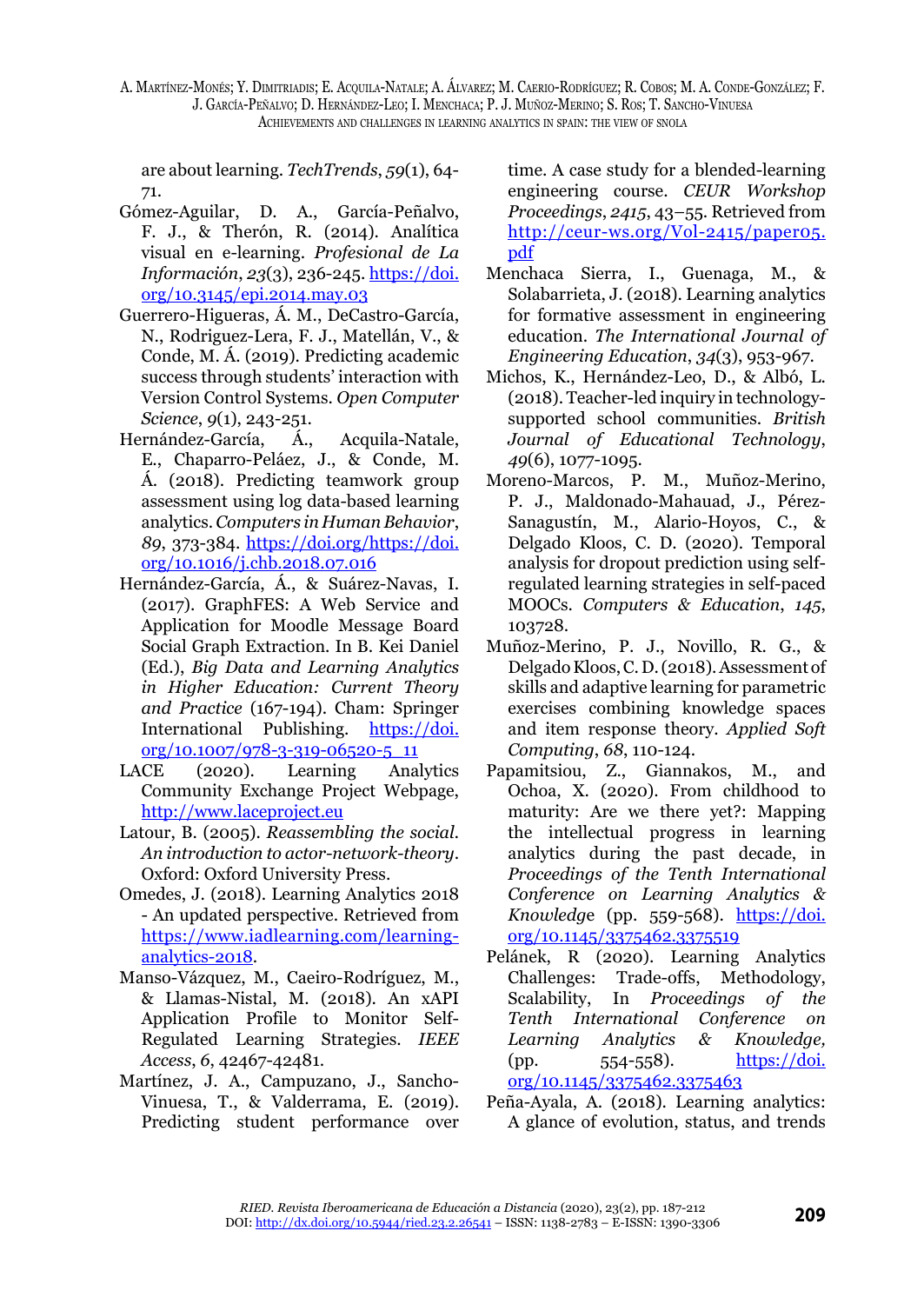are about learning. *TechTrends*, *59*(1), 64-71.

Gómez-Aguilar, D. A., García-Peñalvo, F. J., & Therón, R. (2014). Analítica visual en e-learning. *Profesional de La Información*, *23*(3), 236-245. https://doi.org/10.3145/epi.2014.may.03

Guerrero-Higueras, Á. M., DeCastro-García, N., Rodriguez-Lera, F. J., Matellán, V., & Conde, M. Á. (2019). Predicting academic success through students' interaction with Version Control Systems. *Open Computer Science*, *9*(1), 243-251.

Hernández-García, Á., Acquila-Natale, E., Chaparro-Peláez, J., & Conde, M. Á. (2018). Predicting teamwork group assessment using log data-based learning analytics. *Computers in Human Behavior*, *89*, 373-384. https://doi.org/https://doi.org/10.1016/j.chb.2018.07.016

Hernández-García, Á., & Suárez-Navas, I. (2017). GraphFES: A Web Service and Application for Moodle Message Board Social Graph Extraction. In B. Kei Daniel (Ed.), *Big Data and Learning Analytics in Higher Education: Current Theory and Practice* (167-194). Cham: Springer International Publishing. https://doi.org/10.1007/978-3-319-06520-5_11

LACE (2020). Learning Analytics Community Exchange Project Webpage, http://www.laceproject.eu

Latour, B. (2005). *Reassembling the social. An introduction to actor-network-theory*. Oxford: Oxford University Press.

Omedes, J. (2018). Learning Analytics 2018 - An updated perspective. Retrieved from https://www.iadlearning.com/learning-analytics-2018.

Manso-Vázquez, M., Caeiro-Rodríguez, M., & Llamas-Nistal, M. (2018). An xAPI Application Profile to Monitor Self-Regulated Learning Strategies. *IEEE Access*, *6*, 42467-42481.

Martínez, J. A., Campuzano, J., Sancho-Vinuesa, T., & Valderrama, E. (2019). Predicting student performance over time. A case study for a blended-learning engineering course. *CEUR Workshop Proceedings*, *2415*, 43–55. Retrieved from http://ceur-ws.org/Vol-2415/paper05.pdf

Menchaca Sierra, I., Guenaga, M., & Solabarrieta, J. (2018). Learning analytics for formative assessment in engineering education. *The International Journal of Engineering Education*, *34*(3), 953-967.

Michos, K., Hernández-Leo, D., & Albó, L. (2018). Teacher-led inquiry in technology-supported school communities. *British Journal of Educational Technology*, *49*(6), 1077-1095.

Moreno-Marcos, P. M., Muñoz-Merino, P. J., Maldonado-Mahauad, J., Pérez-Sanagustín, M., Alario-Hoyos, C., & Delgado Kloos, C. D. (2020). Temporal analysis for dropout prediction using self-regulated learning strategies in self-paced MOOCs. *Computers & Education*, *145*, 103728.

Muñoz-Merino, P. J., Novillo, R. G., & Delgado Kloos, C. D. (2018). Assessment of skills and adaptive learning for parametric exercises combining knowledge spaces and item response theory. *Applied Soft Computing*, *68*, 110-124.

Papamitsiou, Z., Giannakos, M., and Ochoa, X. (2020). From childhood to maturity: Are we there yet?: Mapping the intellectual progress in learning analytics during the past decade, in *Proceedings of the Tenth International Conference on Learning Analytics & Knowledge* (pp. 559-568). https://doi.org/10.1145/3375462.3375519

Pelánek, R (2020). Learning Analytics Challenges: Trade-offs, Methodology, Scalability, In *Proceedings of the Tenth International Conference on Learning Analytics & Knowledge,* (pp. 554-558). https://doi.org/10.1145/3375462.3375463

Peña-Ayala, A. (2018). Learning analytics: A glance of evolution, status, and trends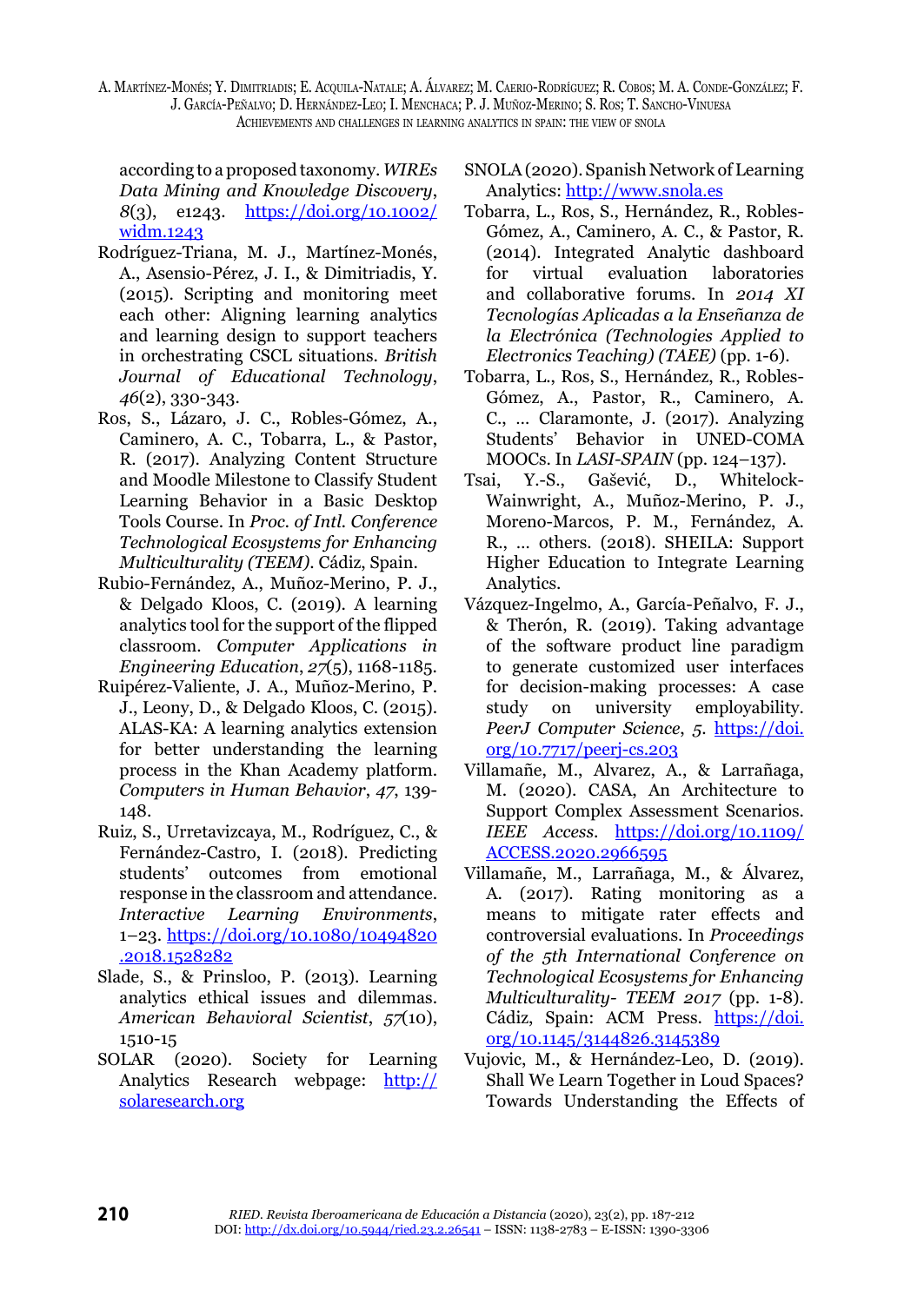according to a proposed taxonomy. *WIREs Data Mining and Knowledge Discovery*, *8*(3), e1243. https://doi.org/10.1002/widm.1243

Rodríguez-Triana, M. J., Martínez-Monés, A., Asensio-Pérez, J. I., & Dimitriadis, Y. (2015). Scripting and monitoring meet each other: Aligning learning analytics and learning design to support teachers in orchestrating CSCL situations. *British Journal of Educational Technology*, *46*(2), 330-343.

Ros, S., Lázaro, J. C., Robles-Gómez, A., Caminero, A. C., Tobarra, L., & Pastor, R. (2017). Analyzing Content Structure and Moodle Milestone to Classify Student Learning Behavior in a Basic Desktop Tools Course. In *Proc. of Intl. Conference Technological Ecosystems for Enhancing Multiculturality (TEEM)*. Cádiz, Spain.

Rubio-Fernández, A., Muñoz-Merino, P. J., & Delgado Kloos, C. (2019). A learning analytics tool for the support of the flipped classroom. *Computer Applications in Engineering Education*, *27*(5), 1168-1185.

Ruipérez-Valiente, J. A., Muñoz-Merino, P. J., Leony, D., & Delgado Kloos, C. (2015). ALAS-KA: A learning analytics extension for better understanding the learning process in the Khan Academy platform. *Computers in Human Behavior*, *47*, 139-148.

Ruiz, S., Urretavizcaya, M., Rodríguez, C., & Fernández-Castro, I. (2018). Predicting students' outcomes from emotional response in the classroom and attendance. *Interactive Learning Environments*, 1–23. https://doi.org/10.1080/10494820.2018.1528282

Slade, S., & Prinsloo, P. (2013). Learning analytics ethical issues and dilemmas. *American Behavioral Scientist*, *57*(10), 1510-15

SOLAR (2020). Society for Learning Analytics Research webpage: http://solaresearch.org

SNOLA (2020). Spanish Network of Learning Analytics: http://www.snola.es

Tobarra, L., Ros, S., Hernández, R., Robles-Gómez, A., Caminero, A. C., & Pastor, R. (2014). Integrated Analytic dashboard for virtual evaluation laboratories and collaborative forums. In *2014 XI Tecnologías Aplicadas a la Enseñanza de la Electrónica (Technologies Applied to Electronics Teaching) (TAEE)* (pp. 1-6).

Tobarra, L., Ros, S., Hernández, R., Robles-Gómez, A., Pastor, R., Caminero, A. C., ... Claramonte, J. (2017). Analyzing Students' Behavior in UNED-COMA MOOCs. In *LASI-SPAIN* (pp. 124–137).

Tsai, Y.-S., Gašević, D., Whitelock-Wainwright, A., Muñoz-Merino, P. J., Moreno-Marcos, P. M., Fernández, A. R., ... others. (2018). SHEILA: Support Higher Education to Integrate Learning Analytics.

Vázquez-Ingelmo, A., García-Peñalvo, F. J., & Therón, R. (2019). Taking advantage of the software product line paradigm to generate customized user interfaces for decision-making processes: A case study on university employability. *PeerJ Computer Science*, *5*. https://doi.org/10.7717/peerj-cs.203

Villamañe, M., Alvarez, A., & Larrañaga, M. (2020). CASA, An Architecture to Support Complex Assessment Scenarios. *IEEE Access*. https://doi.org/10.1109/ACCESS.2020.2966595

Villamañe, M., Larrañaga, M., & Álvarez, A. (2017). Rating monitoring as a means to mitigate rater effects and controversial evaluations. In *Proceedings of the 5th International Conference on Technological Ecosystems for Enhancing Multiculturality- TEEM 2017* (pp. 1-8). Cádiz, Spain: ACM Press. https://doi.org/10.1145/3144826.3145389

Vujovic, M., & Hernández-Leo, D. (2019). Shall We Learn Together in Loud Spaces? Towards Understanding the Effects of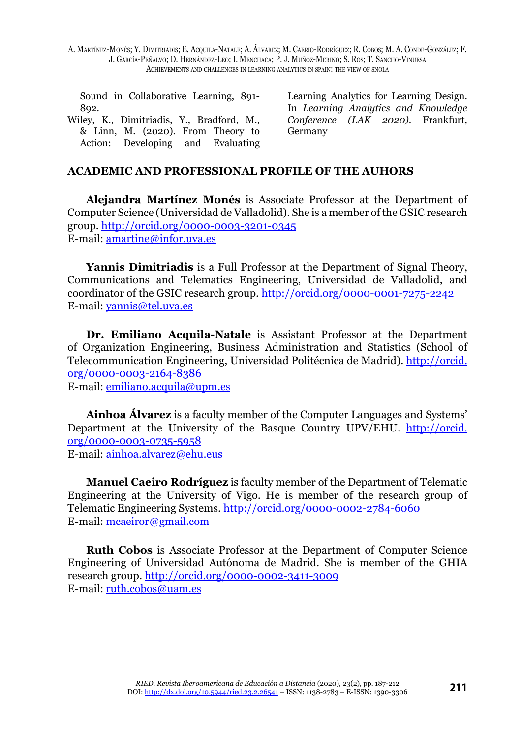Sound in Collaborative Learning, 891-892.

Wiley, K., Dimitriadis, Y., Bradford, M., & Linn, M. (2020). From Theory to Action: Developing and Evaluating Learning Analytics for Learning Design. In *Learning Analytics and Knowledge Conference (LAK 2020)*. Frankfurt, Germany

## ACADEMIC AND PROFESSIONAL PROFILE OF THE AUHORS

**Alejandra Martínez Monés** is Associate Professor at the Department of Computer Science (Universidad de Valladolid). She is a member of the GSIC research group. http://orcid.org/0000-0003-3201-0345
E-mail: amartine@infor.uva.es

**Yannis Dimitriadis** is a Full Professor at the Department of Signal Theory, Communications and Telematics Engineering, Universidad de Valladolid, and coordinator of the GSIC research group. http://orcid.org/0000-0001-7275-2242
E-mail: yannis@tel.uva.es

**Dr. Emiliano Acquila-Natale** is Assistant Professor at the Department of Organization Engineering, Business Administration and Statistics (School of Telecommunication Engineering, Universidad Politécnica de Madrid). http://orcid.org/0000-0003-2164-8386
E-mail: emiliano.acquila@upm.es

**Ainhoa Álvarez** is a faculty member of the Computer Languages and Systems' Department at the University of the Basque Country UPV/EHU. http://orcid.org/0000-0003-0735-5958
E-mail: ainhoa.alvarez@ehu.eus

**Manuel Caeiro Rodríguez** is faculty member of the Department of Telematic Engineering at the University of Vigo. He is member of the research group of Telematic Engineering Systems. http://orcid.org/0000-0002-2784-6060
E-mail: mcaeiror@gmail.com

**Ruth Cobos** is Associate Professor at the Department of Computer Science Engineering of Universidad Autónoma de Madrid. She is member of the GHIA research group. http://orcid.org/0000-0002-3411-3009
E-mail: ruth.cobos@uam.es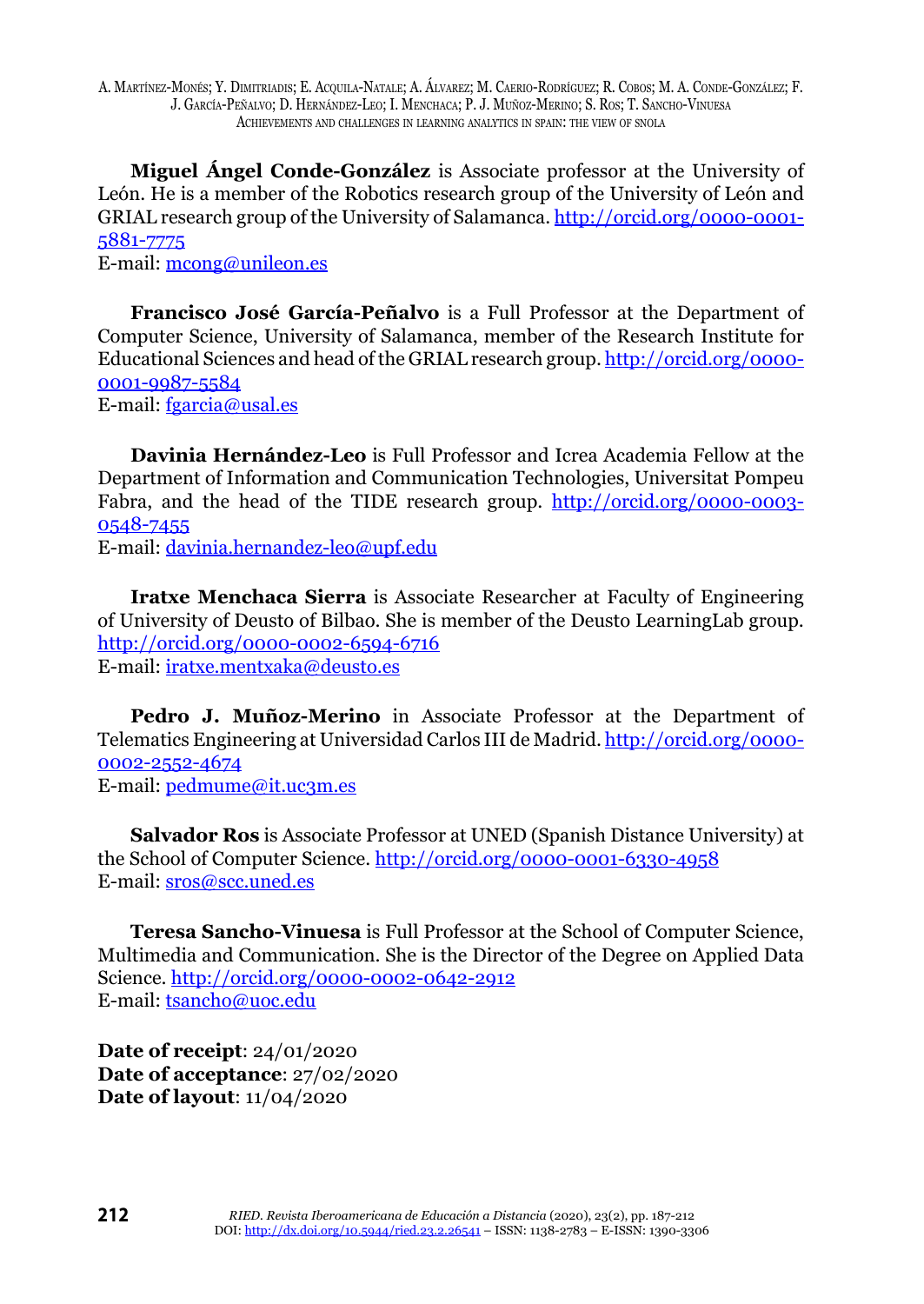**Miguel Ángel Conde-González** is Associate professor at the University of León. He is a member of the Robotics research group of the University of León and GRIAL research group of the University of Salamanca. http://orcid.org/0000-0001-5881-7775
E-mail: mcong@unileon.es

**Francisco José García-Peñalvo** is a Full Professor at the Department of Computer Science, University of Salamanca, member of the Research Institute for Educational Sciences and head of the GRIAL research group. http://orcid.org/0000-0001-9987-5584
E-mail: fgarcia@usal.es

**Davinia Hernández-Leo** is Full Professor and Icrea Academia Fellow at the Department of Information and Communication Technologies, Universitat Pompeu Fabra, and the head of the TIDE research group. http://orcid.org/0000-0003-0548-7455
E-mail: davinia.hernandez-leo@upf.edu

**Iratxe Menchaca Sierra** is Associate Researcher at Faculty of Engineering of University of Deusto of Bilbao. She is member of the Deusto LearningLab group. http://orcid.org/0000-0002-6594-6716
E-mail: iratxe.mentxaka@deusto.es

**Pedro J. Muñoz-Merino** in Associate Professor at the Department of Telematics Engineering at Universidad Carlos III de Madrid. http://orcid.org/0000-0002-2552-4674
E-mail: pedmume@it.uc3m.es

**Salvador Ros** is Associate Professor at UNED (Spanish Distance University) at the School of Computer Science. http://orcid.org/0000-0001-6330-4958
E-mail: sros@scc.uned.es

**Teresa Sancho-Vinuesa** is Full Professor at the School of Computer Science, Multimedia and Communication. She is the Director of the Degree on Applied Data Science. http://orcid.org/0000-0002-0642-2912
E-mail: tsancho@uoc.edu

**Date of receipt**: 24/01/2020
**Date of acceptance**: 27/02/2020
**Date of layout**: 11/04/2020